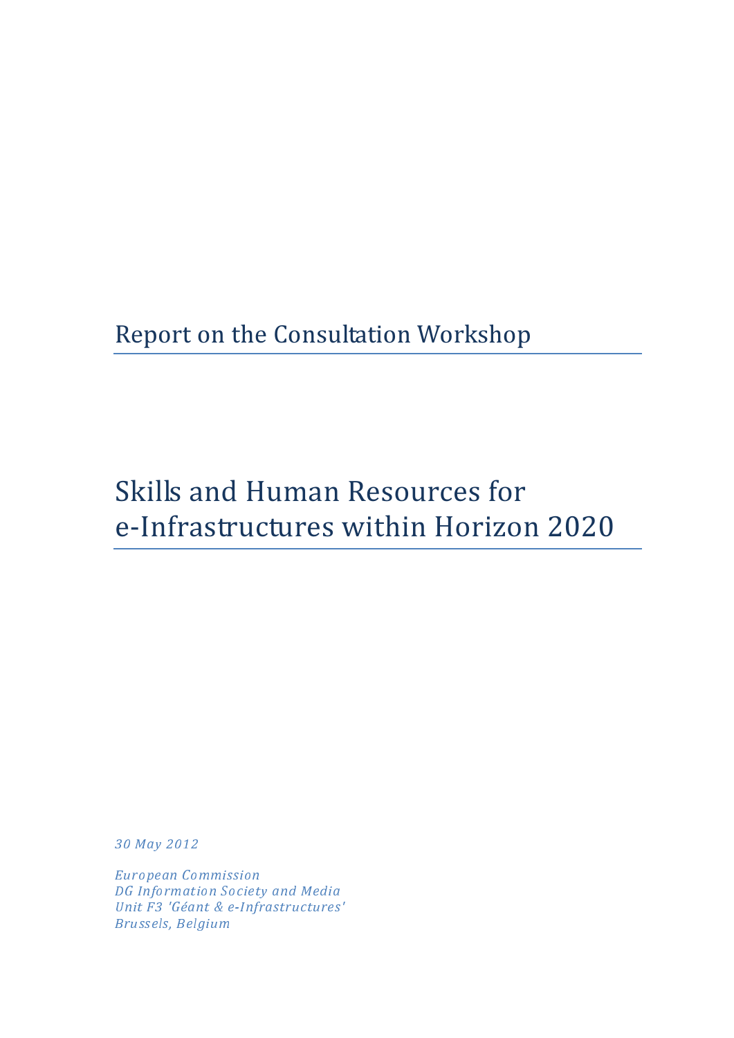# Report on the Consultation Workshop

# Skills and Human Resources for e-Infrastructures within Horizon 2020

*30 May 2012*

*European Commission*  
*DG Information Society and Media*  
*Unit F3 'Géant & e-Infrastructures'*  
*Brussels, Belgium*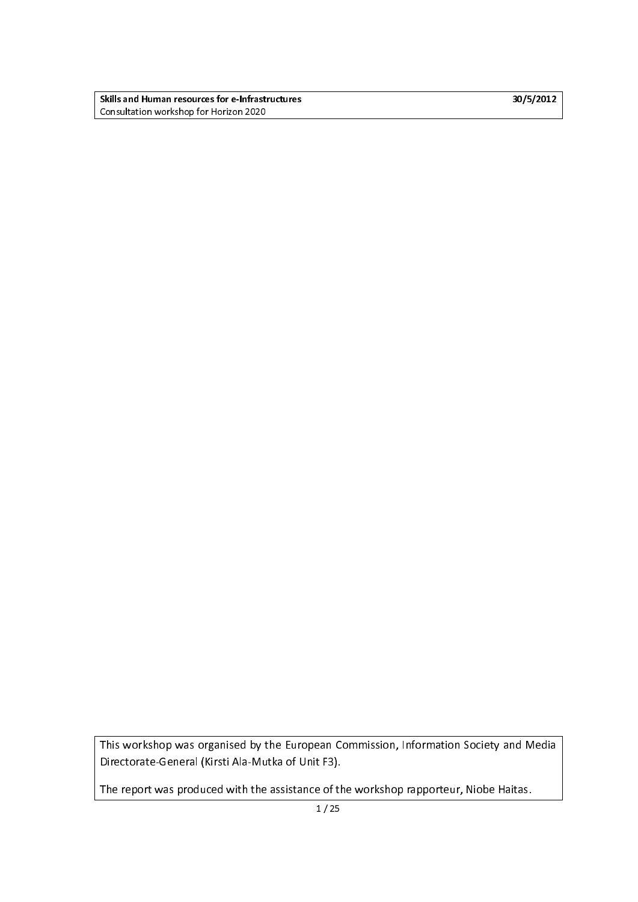This workshop was organised by the European Commission, Information Society and Media Directorate-General (Kirsti Ala-Mutka of Unit F3).

The report was produced with the assistance of the workshop rapporteur, Niobe Haitas.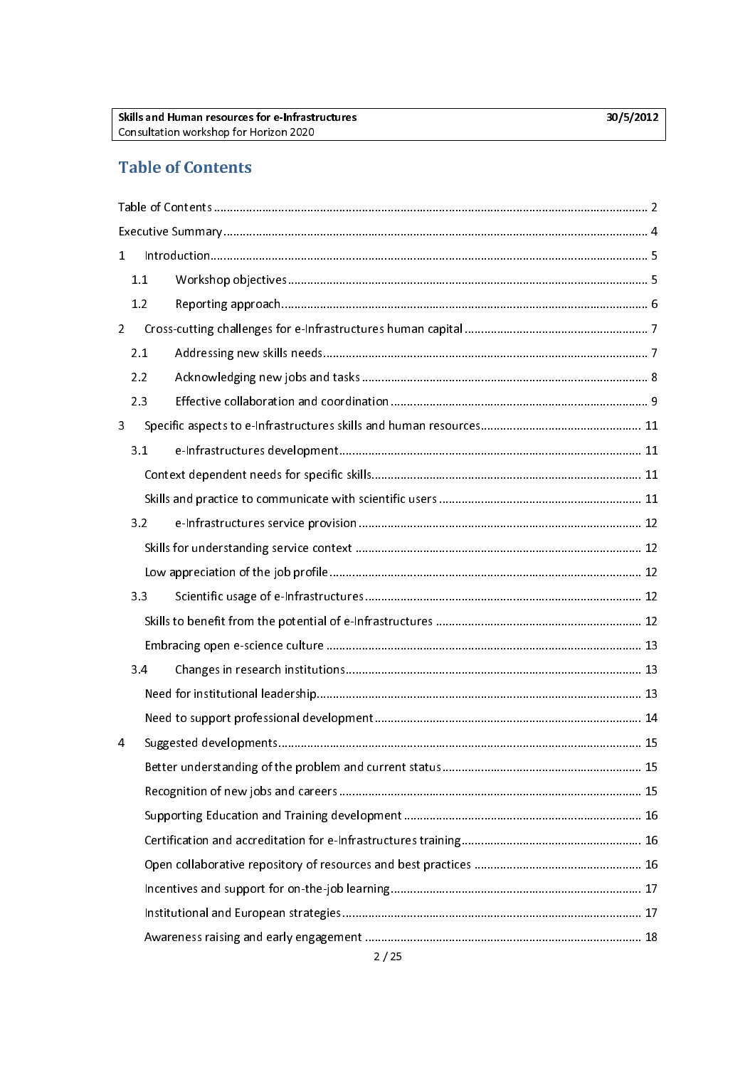# Table of Contents

Table of Contents ........................................................................................................................ 2

Executive Summary ...................................................................................................................... 4

1 Introduction ................................................................................................................................ 5

1.1 Workshop objectives ............................................................................................................... 5

1.2 Reporting approach .................................................................................................................. 6

2 Cross-cutting challenges for e-Infrastructures human capital ..................................................... 7

2.1 Addressing new skills needs ..................................................................................................... 7

2.2 Acknowledging new jobs and tasks ......................................................................................... 8

2.3 Effective collaboration and coordination ................................................................................ 9

3 Specific aspects to e-Infrastructures skills and human resources ............................................... 11

3.1 e-Infrastructures development ............................................................................................... 11

Context dependent needs for specific skills ................................................................................. 11

Skills and practice to communicate with scientific users .............................................................. 11

3.2 e-Infrastructures service provision ......................................................................................... 12

Skills for understanding service context ....................................................................................... 12

Low appreciation of the job profile .............................................................................................. 12

3.3 Scientific usage of e-Infrastructures ....................................................................................... 12

Skills to benefit from the potential of e-Infrastructures ................................................................ 12

Embracing open e-science culture ............................................................................................... 13

3.4 Changes in research institutions ............................................................................................. 13

Need for institutional leadership .................................................................................................. 13

Need to support professional development ................................................................................. 14

4 Suggested developments ............................................................................................................ 15

Better understanding of the problem and current status ............................................................. 15

Recognition of new jobs and careers ............................................................................................ 15

Supporting Education and Training development ......................................................................... 16

Certification and accreditation for e-Infrastructures training ....................................................... 16

Open collaborative repository of resources and best practices .................................................... 16

Incentives and support for on-the-job learning ............................................................................ 17

Institutional and European strategies ........................................................................................... 17

Awareness raising and early engagement .................................................................................... 18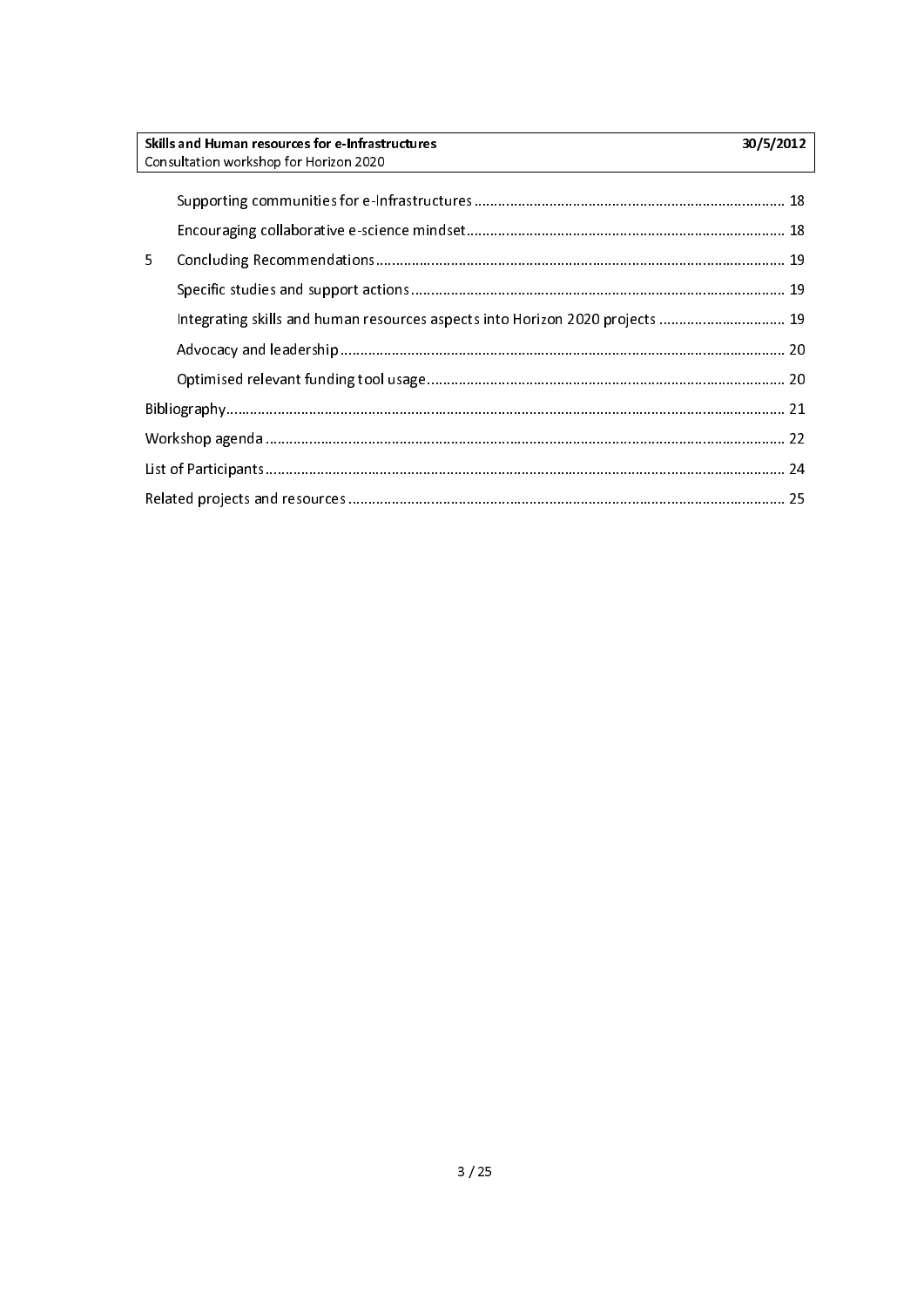Supporting communities for e-Infrastructures ............................................................................ 18

Encouraging collaborative e-science mindset................................................................................ 18

5 Concluding Recommendations........................................................................................................ 19

Specific studies and support actions.............................................................................................. 19

Integrating skills and human resources aspects into Horizon 2020 projects ................................ 19

Advocacy and leadership................................................................................................................ 20

Optimised relevant funding tool usage.......................................................................................... 20

Bibliography............................................................................................................................................ 21

Workshop agenda .................................................................................................................................. 22

List of Participants.................................................................................................................................. 24

Related projects and resources ............................................................................................................. 25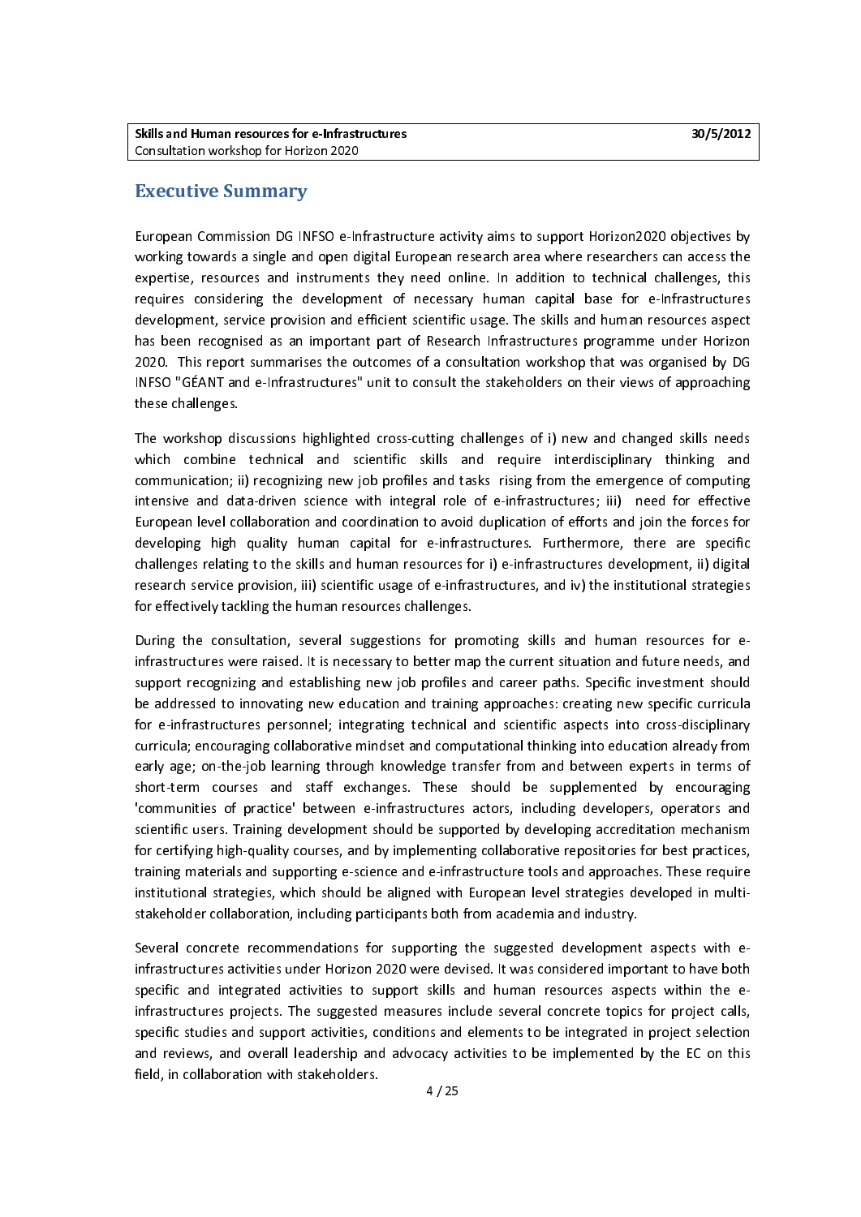# Executive Summary

European Commission DG INFSO e-Infrastructure activity aims to support Horizon2020 objectives by working towards a single and open digital European research area where researchers can access the expertise, resources and instruments they need online. In addition to technical challenges, this requires considering the development of necessary human capital base for e-Infrastructures development, service provision and efficient scientific usage. The skills and human resources aspect has been recognised as an important part of Research Infrastructures programme under Horizon 2020. This report summarises the outcomes of a consultation workshop that was organised by DG INFSO "GÉANT and e-Infrastructures" unit to consult the stakeholders on their views of approaching these challenges.

The workshop discussions highlighted cross-cutting challenges of i) new and changed skills needs which combine technical and scientific skills and require interdisciplinary thinking and communication; ii) recognizing new job profiles and tasks rising from the emergence of computing intensive and data-driven science with integral role of e-infrastructures; iii) need for effective European level collaboration and coordination to avoid duplication of efforts and join the forces for developing high quality human capital for e-infrastructures. Furthermore, there are specific challenges relating to the skills and human resources for i) e-infrastructures development, ii) digital research service provision, iii) scientific usage of e-infrastructures, and iv) the institutional strategies for effectively tackling the human resources challenges.

During the consultation, several suggestions for promoting skills and human resources for e-infrastructures were raised. It is necessary to better map the current situation and future needs, and support recognizing and establishing new job profiles and career paths. Specific investment should be addressed to innovating new education and training approaches: creating new specific curricula for e-infrastructures personnel; integrating technical and scientific aspects into cross-disciplinary curricula; encouraging collaborative mindset and computational thinking into education already from early age; on-the-job learning through knowledge transfer from and between experts in terms of short-term courses and staff exchanges. These should be supplemented by encouraging 'communities of practice' between e-infrastructures actors, including developers, operators and scientific users. Training development should be supported by developing accreditation mechanism for certifying high-quality courses, and by implementing collaborative repositories for best practices, training materials and supporting e-science and e-infrastructure tools and approaches. These require institutional strategies, which should be aligned with European level strategies developed in multi-stakeholder collaboration, including participants both from academia and industry.

Several concrete recommendations for supporting the suggested development aspects with e-infrastructures activities under Horizon 2020 were devised. It was considered important to have both specific and integrated activities to support skills and human resources aspects within the e-infrastructures projects. The suggested measures include several concrete topics for project calls, specific studies and support activities, conditions and elements to be integrated in project selection and reviews, and overall leadership and advocacy activities to be implemented by the EC on this field, in collaboration with stakeholders.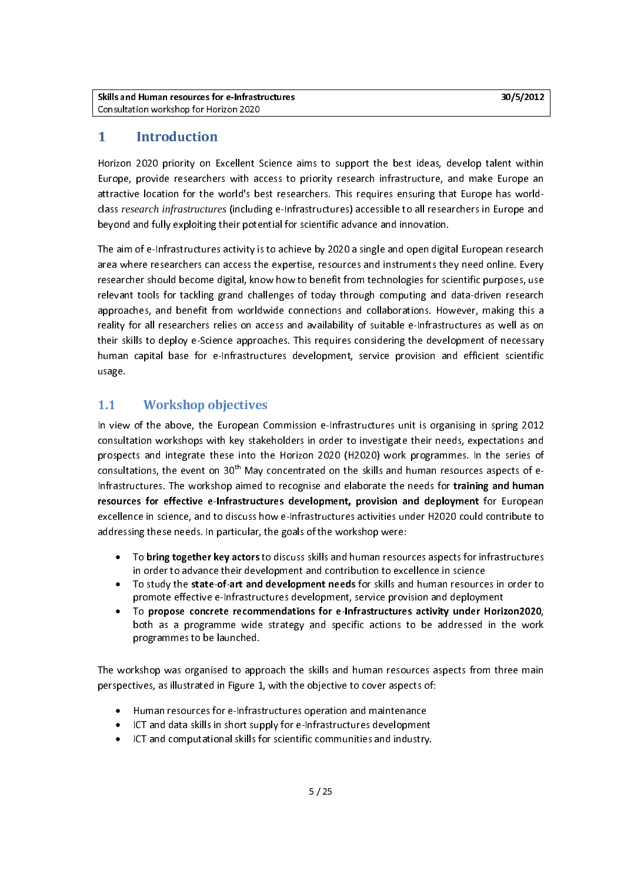# 1 Introduction

Horizon 2020 priority on Excellent Science aims to support the best ideas, develop talent within Europe, provide researchers with access to priority research infrastructure, and make Europe an attractive location for the world's best researchers. This requires ensuring that Europe has world-class *research infrastructures* (including e-Infrastructures) accessible to all researchers in Europe and beyond and fully exploiting their potential for scientific advance and innovation.

The aim of e-Infrastructures activity is to achieve by 2020 a single and open digital European research area where researchers can access the expertise, resources and instruments they need online. Every researcher should become digital, know how to benefit from technologies for scientific purposes, use relevant tools for tackling grand challenges of today through computing and data-driven research approaches, and benefit from worldwide connections and collaborations. However, making this a reality for all researchers relies on access and availability of suitable e-Infrastructures as well as on their skills to deploy e-Science approaches. This requires considering the development of necessary human capital base for e-Infrastructures development, service provision and efficient scientific usage.

## 1.1 Workshop objectives

In view of the above, the European Commission e-Infrastructures unit is organising in spring 2012 consultation workshops with key stakeholders in order to investigate their needs, expectations and prospects and integrate these into the Horizon 2020 (H2020) work programmes. In the series of consultations, the event on 30th May concentrated on the skills and human resources aspects of e-Infrastructures. The workshop aimed to recognise and elaborate the needs for **training and human resources for effective e-Infrastructures development, provision and deployment** for European excellence in science, and to discuss how e-Infrastructures activities under H2020 could contribute to addressing these needs. In particular, the goals of the workshop were:

- To **bring together key actors** to discuss skills and human resources aspects for infrastructures in order to advance their development and contribution to excellence in science
- To study the **state-of-art and development needs** for skills and human resources in order to promote effective e-Infrastructures development, service provision and deployment
- To **propose concrete recommendations for e-Infrastructures activity under Horizon2020**, both as a programme wide strategy and specific actions to be addressed in the work programmes to be launched.

The workshop was organised to approach the skills and human resources aspects from three main perspectives, as illustrated in Figure 1, with the objective to cover aspects of:

- Human resources for e-Infrastructures operation and maintenance
- ICT and data skills in short supply for e-Infrastructures development
- ICT and computational skills for scientific communities and industry.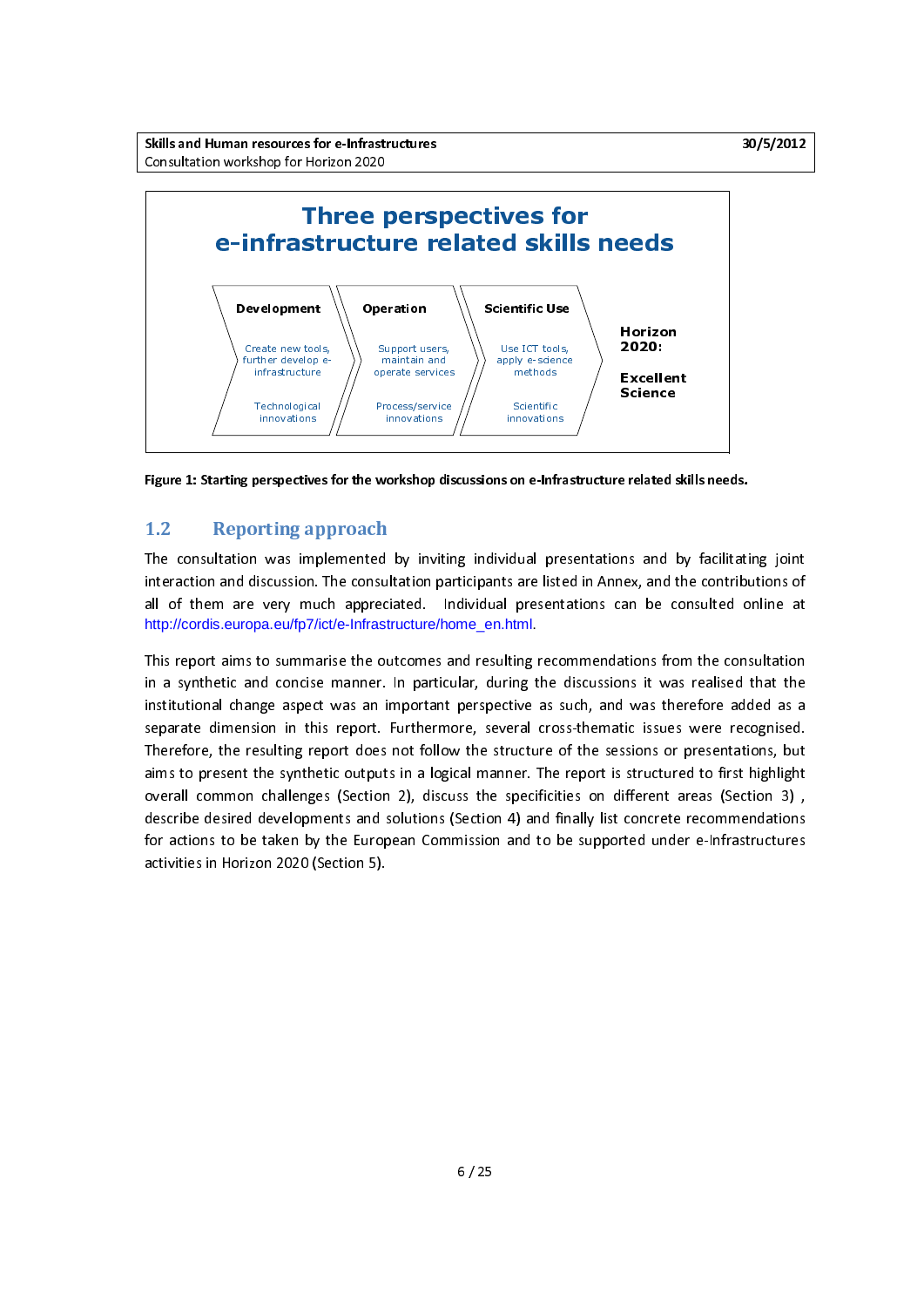**Three perspectives for e-infrastructure related skills needs**

| Development | Operation | Scientific Use | |
|---|---|---|---|
| Create new tools, further develop e-infrastructure | Support users, maintain and operate services | Use ICT tools, apply e-science methods | **Horizon 2020:** |
| Technological innovations | Process/service innovations | Scientific innovations | **Excellent Science** |

**Figure 1: Starting perspectives for the workshop discussions on e-Infrastructure related skills needs.**

## 1.2 Reporting approach

The consultation was implemented by inviting individual presentations and by facilitating joint interaction and discussion. The consultation participants are listed in Annex, and the contributions of all of them are very much appreciated. Individual presentations can be consulted online at http://cordis.europa.eu/fp7/ict/e-Infrastructure/home_en.html.

This report aims to summarise the outcomes and resulting recommendations from the consultation in a synthetic and concise manner. In particular, during the discussions it was realised that the institutional change aspect was an important perspective as such, and was therefore added as a separate dimension in this report. Furthermore, several cross-thematic issues were recognised. Therefore, the resulting report does not follow the structure of the sessions or presentations, but aims to present the synthetic outputs in a logical manner. The report is structured to first highlight overall common challenges (Section 2), discuss the specificities on different areas (Section 3) , describe desired developments and solutions (Section 4) and finally list concrete recommendations for actions to be taken by the European Commission and to be supported under e-Infrastructures activities in Horizon 2020 (Section 5).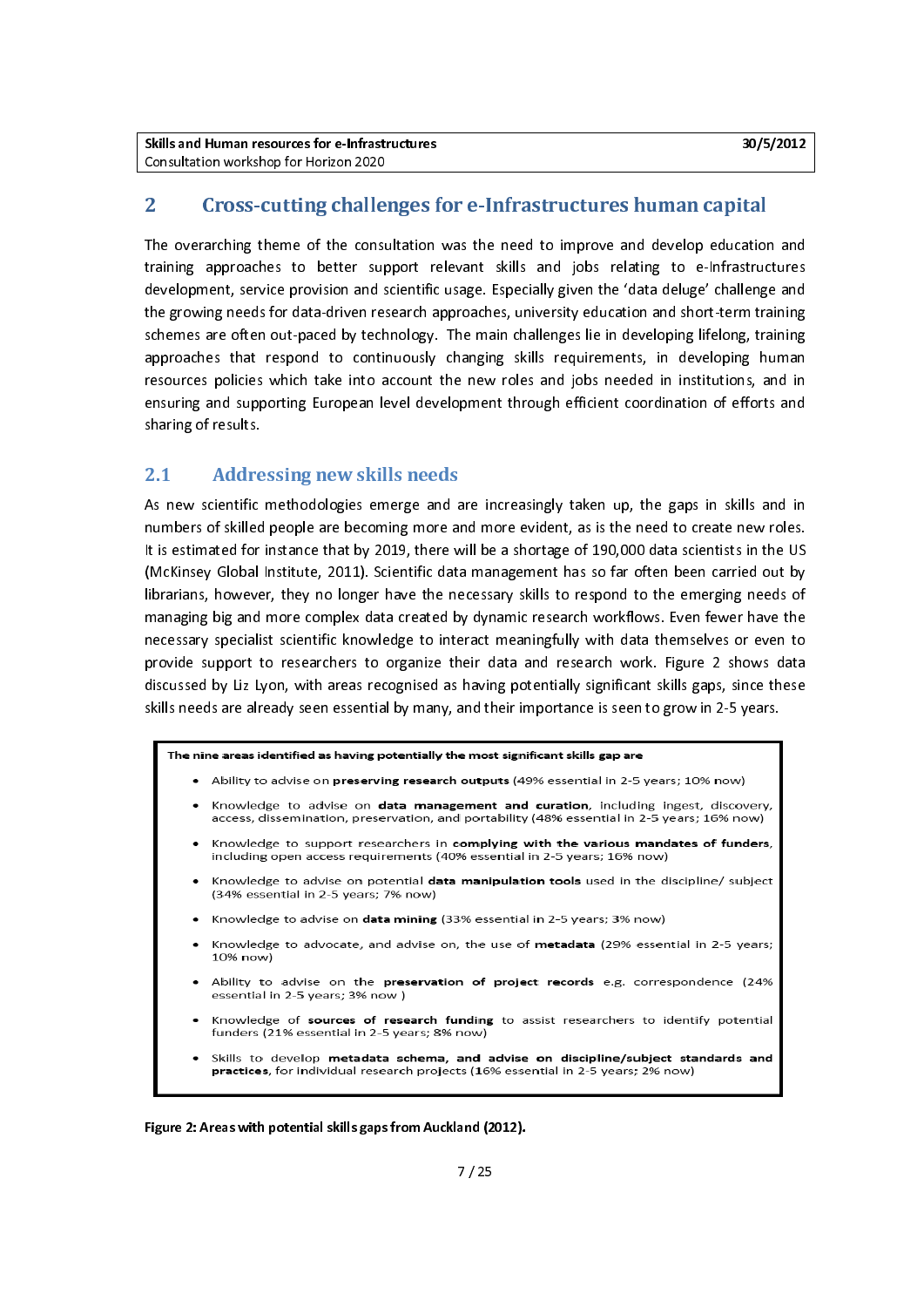## 2 Cross-cutting challenges for e-Infrastructures human capital

The overarching theme of the consultation was the need to improve and develop education and training approaches to better support relevant skills and jobs relating to e-Infrastructures development, service provision and scientific usage. Especially given the 'data deluge' challenge and the growing needs for data-driven research approaches, university education and short-term training schemes are often out-paced by technology. The main challenges lie in developing lifelong, training approaches that respond to continuously changing skills requirements, in developing human resources policies which take into account the new roles and jobs needed in institutions, and in ensuring and supporting European level development through efficient coordination of efforts and sharing of results.

### 2.1 Addressing new skills needs

As new scientific methodologies emerge and are increasingly taken up, the gaps in skills and in numbers of skilled people are becoming more and more evident, as is the need to create new roles. It is estimated for instance that by 2019, there will be a shortage of 190,000 data scientists in the US (McKinsey Global Institute, 2011). Scientific data management has so far often been carried out by librarians, however, they no longer have the necessary skills to respond to the emerging needs of managing big and more complex data created by dynamic research workflows. Even fewer have the necessary specialist scientific knowledge to interact meaningfully with data themselves or even to provide support to researchers to organize their data and research work. Figure 2 shows data discussed by Liz Lyon, with areas recognised as having potentially significant skills gaps, since these skills needs are already seen essential by many, and their importance is seen to grow in 2-5 years.

**The nine areas identified as having potentially the most significant skills gap are**

- Ability to advise on **preserving research outputs** (49% essential in 2-5 years; 10% now)
- Knowledge to advise on **data management and curation**, including ingest, discovery, access, dissemination, preservation, and portability (48% essential in 2-5 years; 16% now)
- Knowledge to support researchers in **complying with the various mandates of funders**, including open access requirements (40% essential in 2-5 years; 16% now)
- Knowledge to advise on potential **data manipulation tools** used in the discipline/ subject (34% essential in 2-5 years; 7% now)
- Knowledge to advise on **data mining** (33% essential in 2-5 years; 3% now)
- Knowledge to advocate, and advise on, the use of **metadata** (29% essential in 2-5 years; 10% now)
- Ability to advise on the **preservation of project records** e.g. correspondence (24% essential in 2-5 years; 3% now )
- Knowledge of **sources of research funding** to assist researchers to identify potential funders (21% essential in 2-5 years; 8% now)
- Skills to develop **metadata schema, and advise on discipline/subject standards and practices**, for individual research projects (16% essential in 2-5 years; 2% now)

**Figure 2: Areas with potential skills gaps from Auckland (2012).**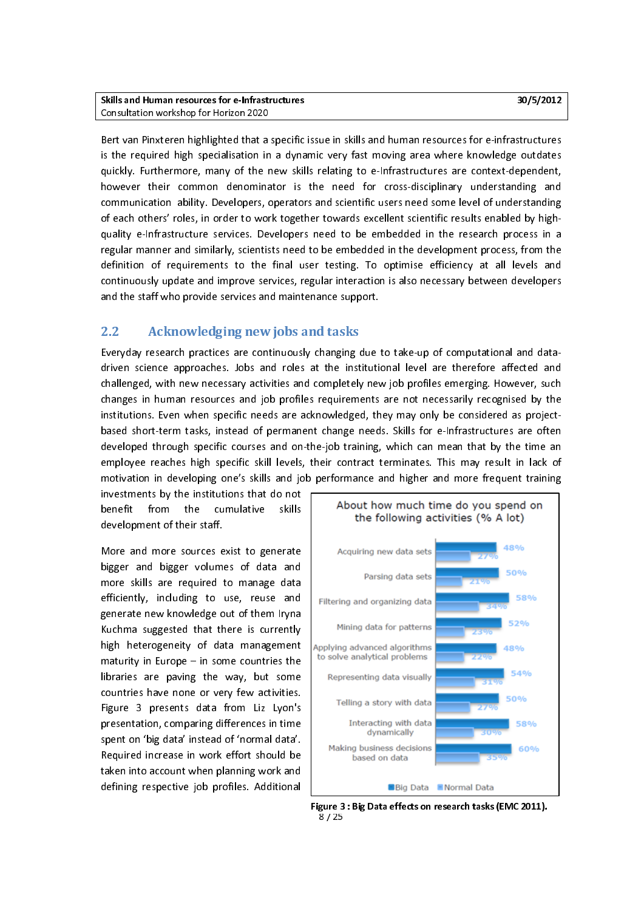Bert van Pinxteren highlighted that a specific issue in skills and human resources for e-infrastructures is the required high specialisation in a dynamic very fast moving area where knowledge outdates quickly. Furthermore, many of the new skills relating to e-Infrastructures are context-dependent, however their common denominator is the need for cross-disciplinary understanding and communication ability. Developers, operators and scientific users need some level of understanding of each others' roles, in order to work together towards excellent scientific results enabled by high-quality e-Infrastructure services. Developers need to be embedded in the research process in a regular manner and similarly, scientists need to be embedded in the development process, from the definition of requirements to the final user testing. To optimise efficiency at all levels and continuously update and improve services, regular interaction is also necessary between developers and the staff who provide services and maintenance support.

## 2.2 Acknowledging new jobs and tasks

Everyday research practices are continuously changing due to take-up of computational and data-driven science approaches. Jobs and roles at the institutional level are therefore affected and challenged, with new necessary activities and completely new job profiles emerging. However, such changes in human resources and job profiles requirements are not necessarily recognised by the institutions. Even when specific needs are acknowledged, they may only be considered as project-based short-term tasks, instead of permanent change needs. Skills for e-Infrastructures are often developed through specific courses and on-the-job training, which can mean that by the time an employee reaches high specific skill levels, their contract terminates. This may result in lack of motivation in developing one's skills and job performance and higher and more frequent training investments by the institutions that do not benefit from the cumulative skills development of their staff.

More and more sources exist to generate bigger and bigger volumes of data and more skills are required to manage data efficiently, including to use, reuse and generate new knowledge out of them Iryna Kuchma suggested that there is currently high heterogeneity of data management maturity in Europe – in some countries the libraries are paving the way, but some countries have none or very few activities. Figure 3 presents data from Liz Lyon's presentation, comparing differences in time spent on 'big data' instead of 'normal data'. Required increase in work effort should be taken into account when planning work and defining respective job profiles. Additional

About how much time do you spend on the following activities (% A lot)

| Activity | Big Data | Normal Data |
|---|---|---|
| Acquiring new data sets | 48% | 27% |
| Parsing data sets | 50% | 21% |
| Filtering and organizing data | 58% | 34% |
| Mining data for patterns | 52% | 23% |
| Applying advanced algorithms to solve analytical problems | 48% | 22% |
| Representing data visually | 54% | 31% |
| Telling a story with data | 50% | 27% |
| Interacting with data dynamically | 58% | 30% |
| Making business decisions based on data | 60% | 35% |

**Figure 3 : Big Data effects on research tasks (EMC 2011).**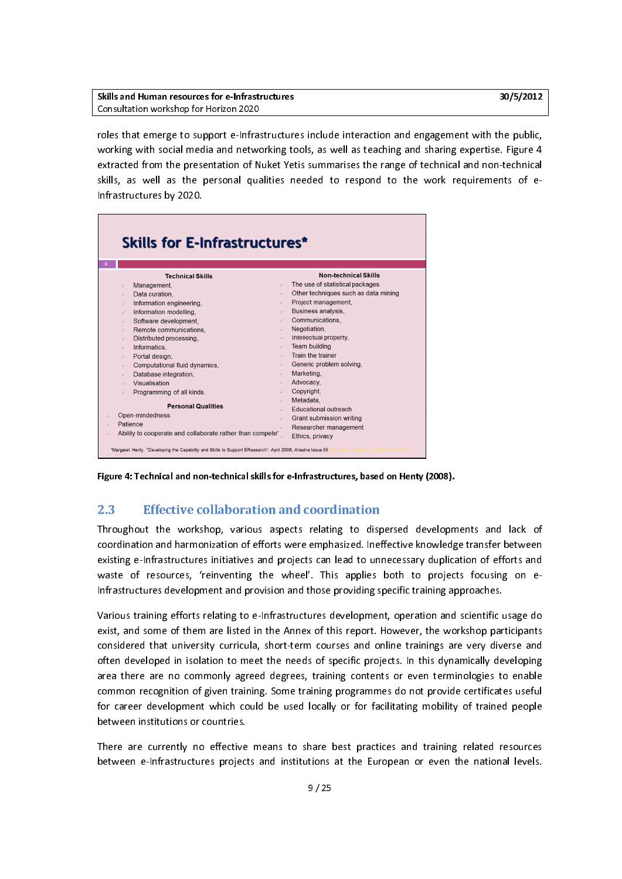roles that emerge to support e-Infrastructures include interaction and engagement with the public, working with social media and networking tools, as well as teaching and sharing expertise. Figure 4 extracted from the presentation of Nuket Yetis summarises the range of technical and non-technical skills, as well as the personal qualities needed to respond to the work requirements of e-Infrastructures by 2020.

**Skills for E-Infrastructures***

**Technical Skills**

- Management,
- Data curation,
- Information engineering,
- Information modelling,
- Software development,
- Remote communications,
- Distributed processing,
- Informatics,
- Portal design,
- Computational fluid dynamics,
- Database integration,
- Visualisation
- Programming of all kinds.

**Personal Qualities**

- Open-mindedness
- Patience
- Ability to cooperate and collaborate rather than compete'

**Non-technical Skills**

- The use of statistical packages
- Other techniques such as data mining
- Project management,
- Business analysis,
- Communications,
- Negotiation,
- Intellectual property,
- Team building
- Train the trainer
- Generic problem solving,
- Marketing,
- Advocacy,
- Copyright,
- Metadata,
- Educational outreach
- Grant submission writing
- Researcher management
- Ethics, privacy

*Margaret Henty. "Developing the Capability and Skills to Support EResearch". April 2008, *Ariadne* Issue 55

**Figure 4: Technical and non-technical skills for e-Infrastructures, based on Henty (2008).**

## 2.3 Effective collaboration and coordination

Throughout the workshop, various aspects relating to dispersed developments and lack of coordination and harmonization of efforts were emphasized. Ineffective knowledge transfer between existing e-Infrastructures initiatives and projects can lead to unnecessary duplication of efforts and waste of resources, 'reinventing the wheel'. This applies both to projects focusing on e-Infrastructures development and provision and those providing specific training approaches.

Various training efforts relating to e-Infrastructures development, operation and scientific usage do exist, and some of them are listed in the Annex of this report. However, the workshop participants considered that university curricula, short-term courses and online trainings are very diverse and often developed in isolation to meet the needs of specific projects. In this dynamically developing area there are no commonly agreed degrees, training contents or even terminologies to enable common recognition of given training. Some training programmes do not provide certificates useful for career development which could be used locally or for facilitating mobility of trained people between institutions or countries.

There are currently no effective means to share best practices and training related resources between e-Infrastructures projects and institutions at the European or even the national levels.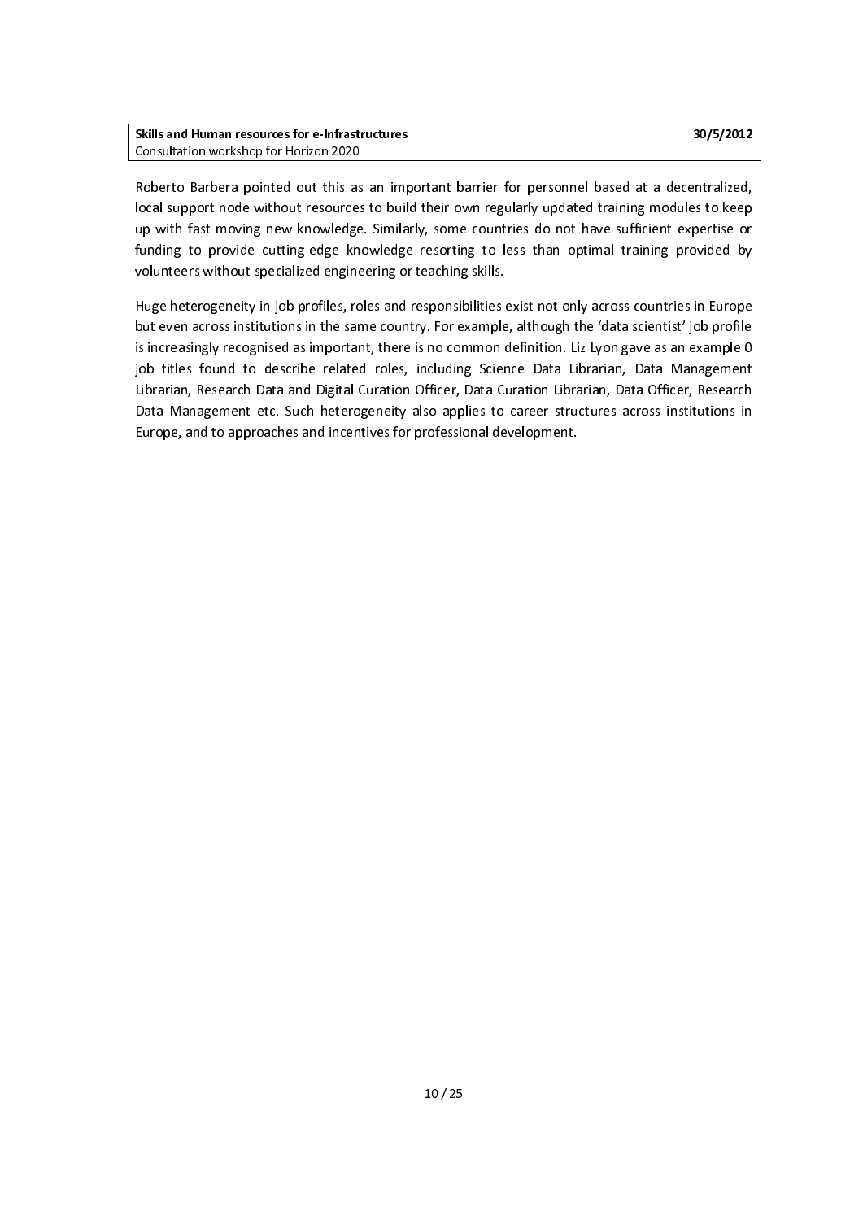Roberto Barbera pointed out this as an important barrier for personnel based at a decentralized, local support node without resources to build their own regularly updated training modules to keep up with fast moving new knowledge. Similarly, some countries do not have sufficient expertise or funding to provide cutting-edge knowledge resorting to less than optimal training provided by volunteers without specialized engineering or teaching skills.

Huge heterogeneity in job profiles, roles and responsibilities exist not only across countries in Europe but even across institutions in the same country. For example, although the 'data scientist' job profile is increasingly recognised as important, there is no common definition. Liz Lyon gave as an example 0 job titles found to describe related roles, including Science Data Librarian, Data Management Librarian, Research Data and Digital Curation Officer, Data Curation Librarian, Data Officer, Research Data Management etc. Such heterogeneity also applies to career structures across institutions in Europe, and to approaches and incentives for professional development.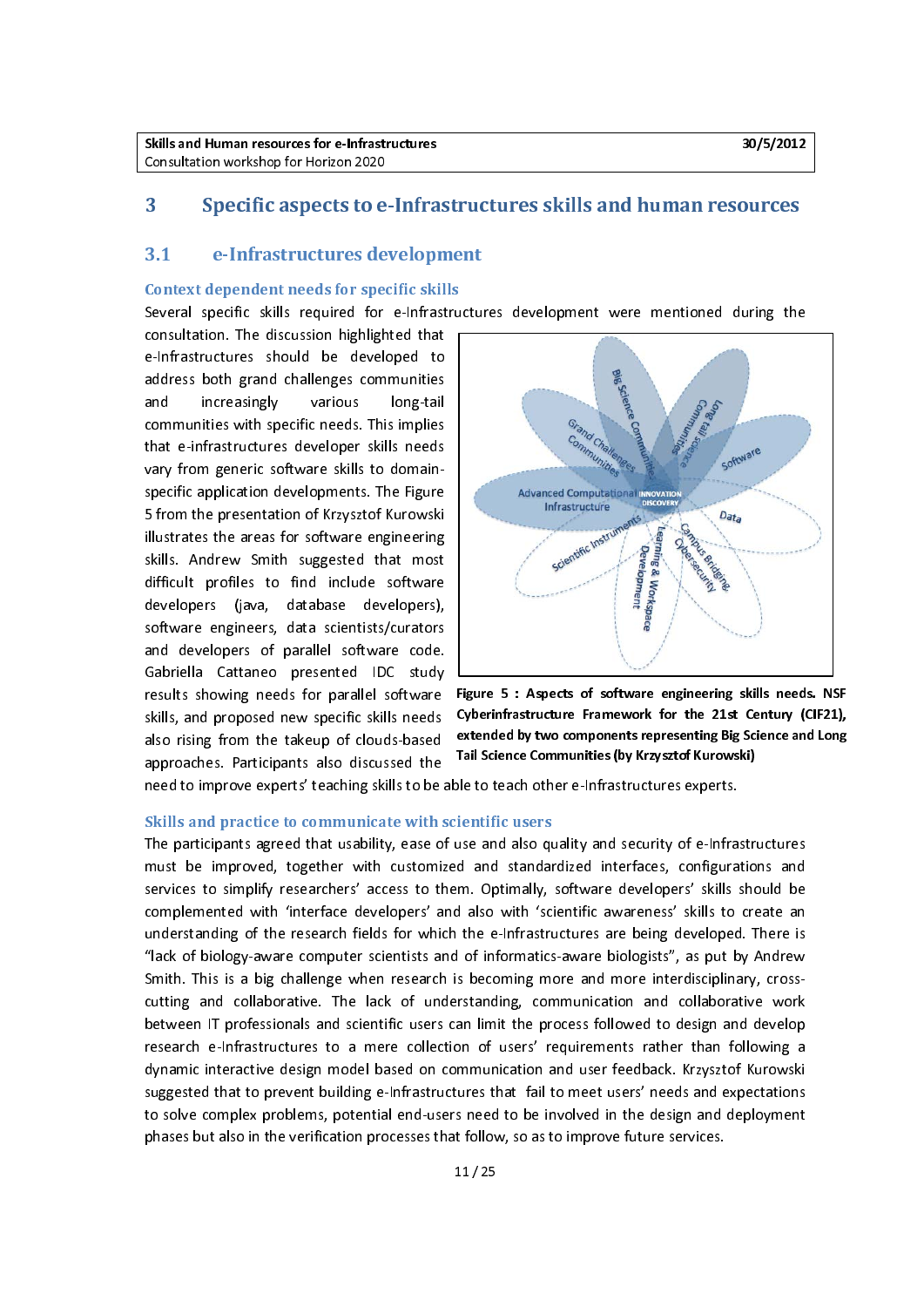# 3 Specific aspects to e-Infrastructures skills and human resources

## 3.1 e-Infrastructures development

### Context dependent needs for specific skills

Several specific skills required for e-Infrastructures development were mentioned during the consultation. The discussion highlighted that e-Infrastructures should be developed to address both grand challenges communities and increasingly various long-tail communities with specific needs. This implies that e-infrastructures developer skills needs vary from generic software skills to domain-specific application developments. The Figure 5 from the presentation of Krzysztof Kurowski illustrates the areas for software engineering skills. Andrew Smith suggested that most difficult profiles to find include software developers (java, database developers), software engineers, data scientists/curators and developers of parallel software code. Gabriella Cattaneo presented IDC study results showing needs for parallel software skills, and proposed new specific skills needs also rising from the takeup of clouds-based approaches. Participants also discussed the need to improve experts' teaching skills to be able to teach other e-Infrastructures experts.

**Figure 5 : Aspects of software engineering skills needs. NSF Cyberinfrastructure Framework for the 21st Century (CIF21), extended by two components representing Big Science and Long Tail Science Communities (by Krzysztof Kurowski)**

### Skills and practice to communicate with scientific users

The participants agreed that usability, ease of use and also quality and security of e-Infrastructures must be improved, together with customized and standardized interfaces, configurations and services to simplify researchers' access to them. Optimally, software developers' skills should be complemented with 'interface developers' and also with 'scientific awareness' skills to create an understanding of the research fields for which the e-Infrastructures are being developed. There is "lack of biology-aware computer scientists and of informatics-aware biologists", as put by Andrew Smith. This is a big challenge when research is becoming more and more interdisciplinary, cross-cutting and collaborative. The lack of understanding, communication and collaborative work between IT professionals and scientific users can limit the process followed to design and develop research e-Infrastructures to a mere collection of users' requirements rather than following a dynamic interactive design model based on communication and user feedback. Krzysztof Kurowski suggested that to prevent building e-Infrastructures that fail to meet users' needs and expectations to solve complex problems, potential end-users need to be involved in the design and deployment phases but also in the verification processes that follow, so as to improve future services.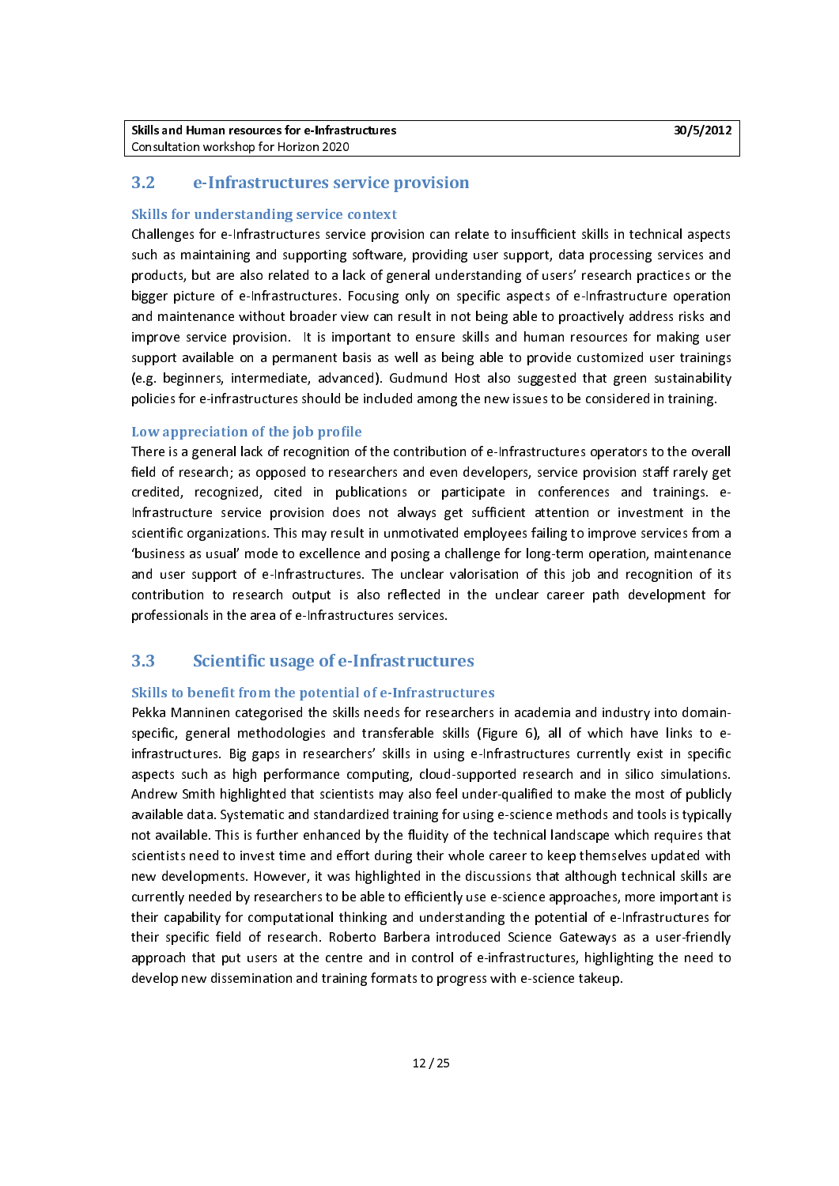## 3.2 e-Infrastructures service provision

### Skills for understanding service context

Challenges for e-Infrastructures service provision can relate to insufficient skills in technical aspects such as maintaining and supporting software, providing user support, data processing services and products, but are also related to a lack of general understanding of users' research practices or the bigger picture of e-Infrastructures. Focusing only on specific aspects of e-Infrastructure operation and maintenance without broader view can result in not being able to proactively address risks and improve service provision. It is important to ensure skills and human resources for making user support available on a permanent basis as well as being able to provide customized user trainings (e.g. beginners, intermediate, advanced). Gudmund Host also suggested that green sustainability policies for e-infrastructures should be included among the new issues to be considered in training.

### Low appreciation of the job profile

There is a general lack of recognition of the contribution of e-Infrastructures operators to the overall field of research; as opposed to researchers and even developers, service provision staff rarely get credited, recognized, cited in publications or participate in conferences and trainings. e-Infrastructure service provision does not always get sufficient attention or investment in the scientific organizations. This may result in unmotivated employees failing to improve services from a 'business as usual' mode to excellence and posing a challenge for long-term operation, maintenance and user support of e-Infrastructures. The unclear valorisation of this job and recognition of its contribution to research output is also reflected in the unclear career path development for professionals in the area of e-Infrastructures services.

## 3.3 Scientific usage of e-Infrastructures

### Skills to benefit from the potential of e-Infrastructures

Pekka Manninen categorised the skills needs for researchers in academia and industry into domain-specific, general methodologies and transferable skills (Figure 6), all of which have links to e-infrastructures. Big gaps in researchers' skills in using e-Infrastructures currently exist in specific aspects such as high performance computing, cloud-supported research and in silico simulations. Andrew Smith highlighted that scientists may also feel under-qualified to make the most of publicly available data. Systematic and standardized training for using e-science methods and tools is typically not available. This is further enhanced by the fluidity of the technical landscape which requires that scientists need to invest time and effort during their whole career to keep themselves updated with new developments. However, it was highlighted in the discussions that although technical skills are currently needed by researchers to be able to efficiently use e-science approaches, more important is their capability for computational thinking and understanding the potential of e-Infrastructures for their specific field of research. Roberto Barbera introduced Science Gateways as a user-friendly approach that put users at the centre and in control of e-infrastructures, highlighting the need to develop new dissemination and training formats to progress with e-science takeup.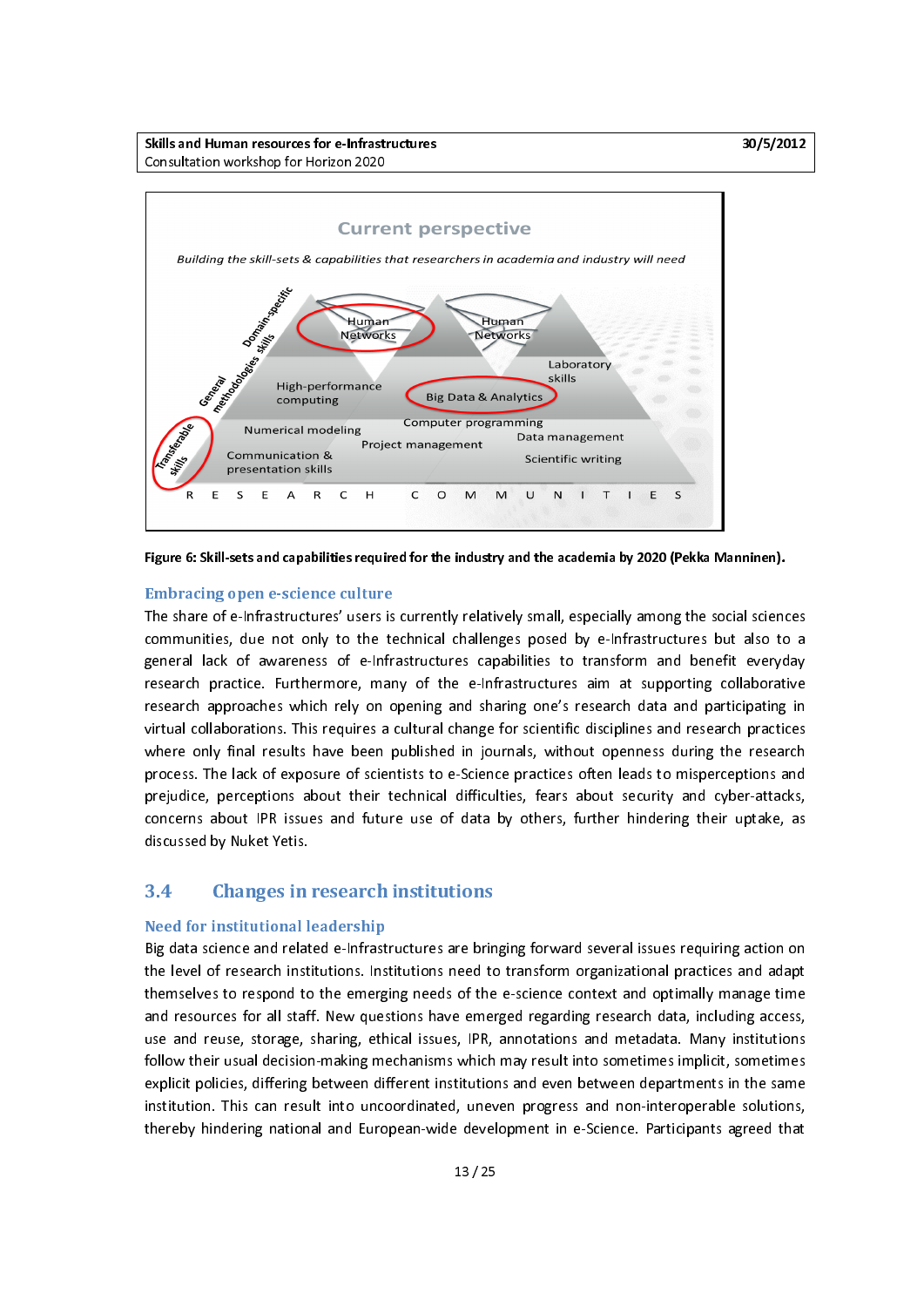**Figure 6: Skill-sets and capabilities required for the industry and the academia by 2020 (Pekka Manninen).**

### Embracing open e-science culture

The share of e-Infrastructures' users is currently relatively small, especially among the social sciences communities, due not only to the technical challenges posed by e-Infrastructures but also to a general lack of awareness of e-Infrastructures capabilities to transform and benefit everyday research practice. Furthermore, many of the e-Infrastructures aim at supporting collaborative research approaches which rely on opening and sharing one's research data and participating in virtual collaborations. This requires a cultural change for scientific disciplines and research practices where only final results have been published in journals, without openness during the research process. The lack of exposure of scientists to e-Science practices often leads to misperceptions and prejudice, perceptions about their technical difficulties, fears about security and cyber-attacks, concerns about IPR issues and future use of data by others, further hindering their uptake, as discussed by Nuket Yetis.

## 3.4 Changes in research institutions

### Need for institutional leadership

Big data science and related e-Infrastructures are bringing forward several issues requiring action on the level of research institutions. Institutions need to transform organizational practices and adapt themselves to respond to the emerging needs of the e-science context and optimally manage time and resources for all staff. New questions have emerged regarding research data, including access, use and reuse, storage, sharing, ethical issues, IPR, annotations and metadata. Many institutions follow their usual decision-making mechanisms which may result into sometimes implicit, sometimes explicit policies, differing between different institutions and even between departments in the same institution. This can result into uncoordinated, uneven progress and non-interoperable solutions, thereby hindering national and European-wide development in e-Science. Participants agreed that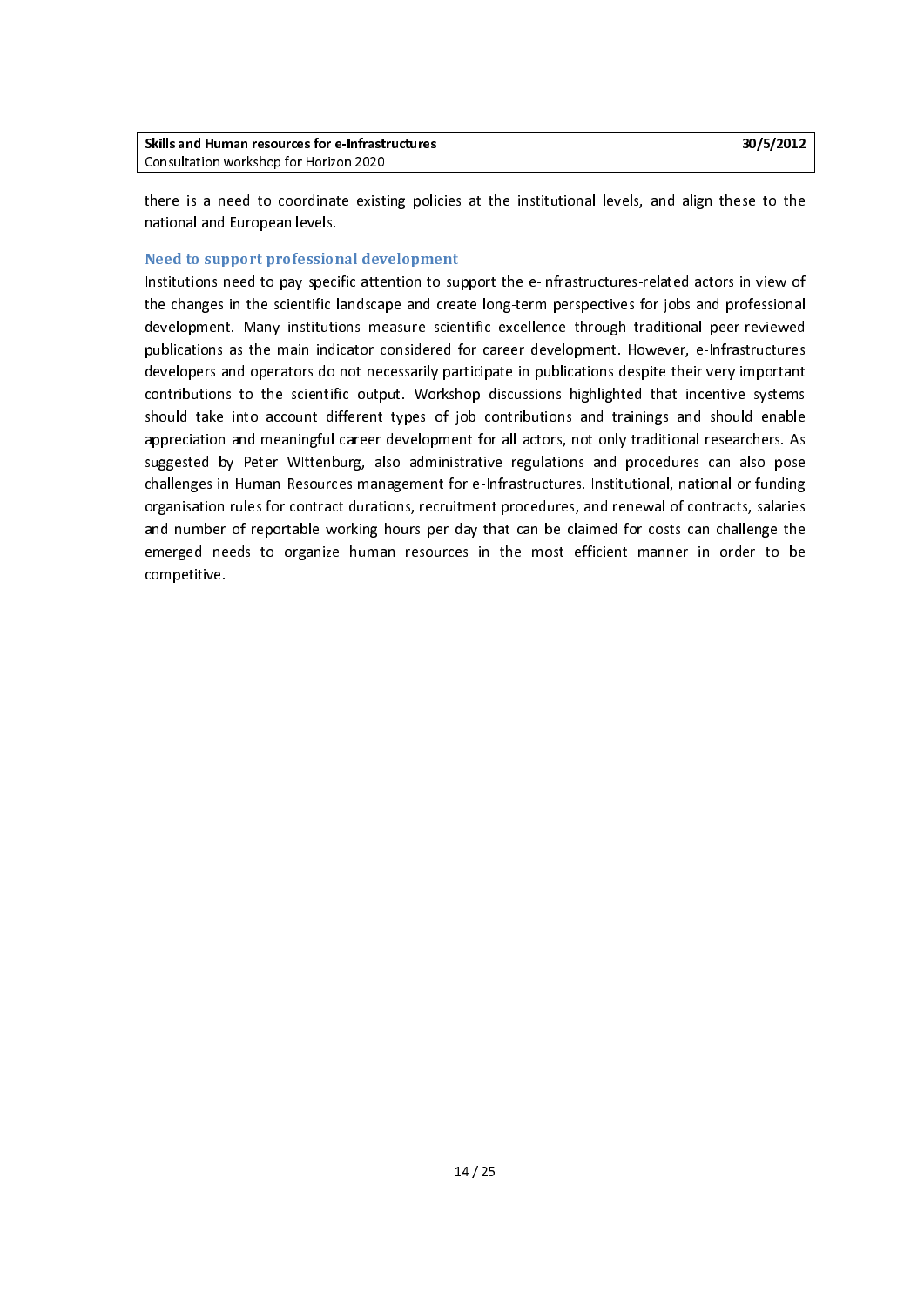there is a need to coordinate existing policies at the institutional levels, and align these to the national and European levels.

### Need to support professional development

Institutions need to pay specific attention to support the e-Infrastructures-related actors in view of the changes in the scientific landscape and create long-term perspectives for jobs and professional development. Many institutions measure scientific excellence through traditional peer-reviewed publications as the main indicator considered for career development. However, e-Infrastructures developers and operators do not necessarily participate in publications despite their very important contributions to the scientific output. Workshop discussions highlighted that incentive systems should take into account different types of job contributions and trainings and should enable appreciation and meaningful career development for all actors, not only traditional researchers. As suggested by Peter WIttenburg, also administrative regulations and procedures can also pose challenges in Human Resources management for e-Infrastructures. Institutional, national or funding organisation rules for contract durations, recruitment procedures, and renewal of contracts, salaries and number of reportable working hours per day that can be claimed for costs can challenge the emerged needs to organize human resources in the most efficient manner in order to be competitive.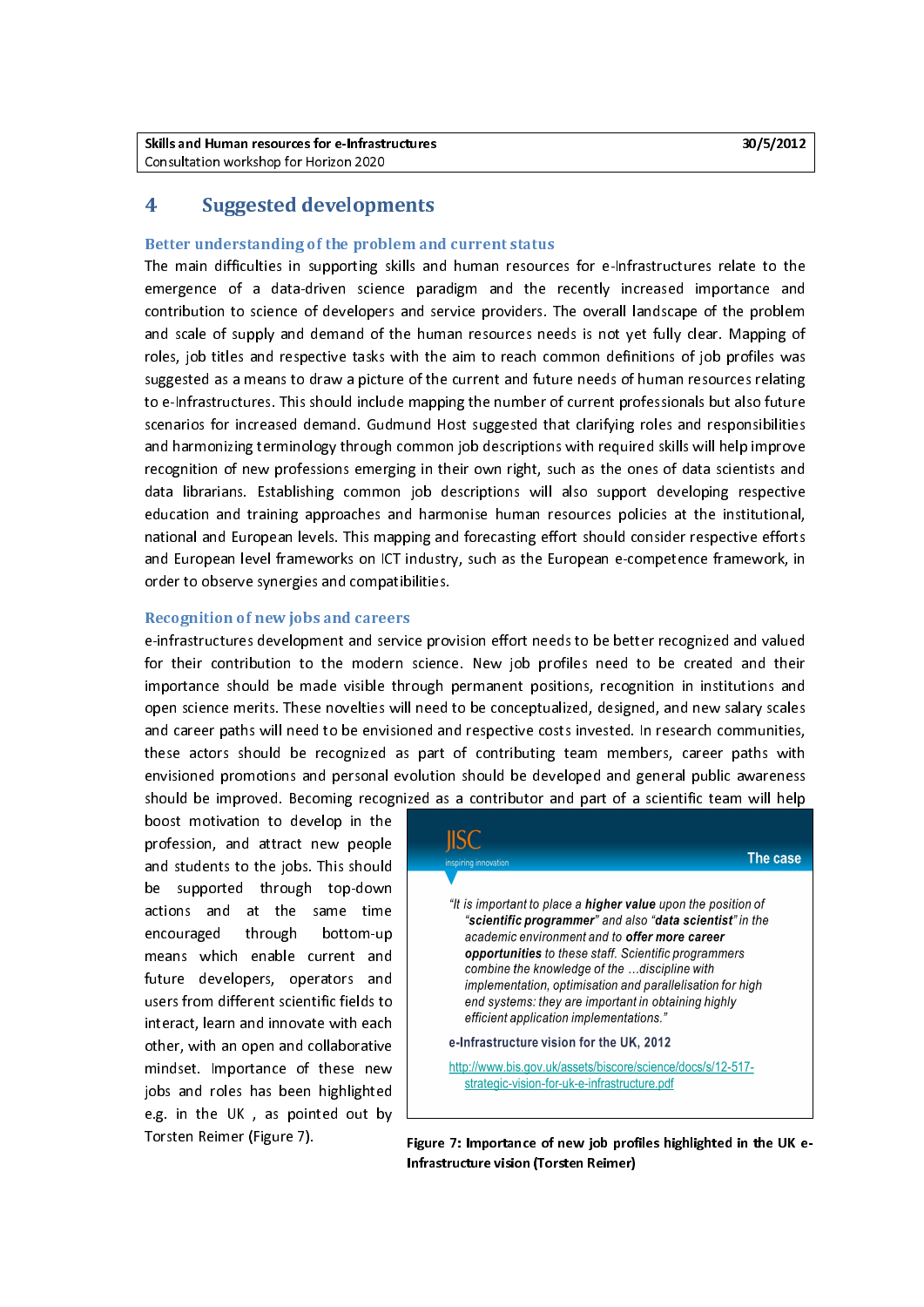# 4 Suggested developments

### Better understanding of the problem and current status

The main difficulties in supporting skills and human resources for e-Infrastructures relate to the emergence of a data-driven science paradigm and the recently increased importance and contribution to science of developers and service providers. The overall landscape of the problem and scale of supply and demand of the human resources needs is not yet fully clear. Mapping of roles, job titles and respective tasks with the aim to reach common definitions of job profiles was suggested as a means to draw a picture of the current and future needs of human resources relating to e-Infrastructures. This should include mapping the number of current professionals but also future scenarios for increased demand. Gudmund Host suggested that clarifying roles and responsibilities and harmonizing terminology through common job descriptions with required skills will help improve recognition of new professions emerging in their own right, such as the ones of data scientists and data librarians. Establishing common job descriptions will also support developing respective education and training approaches and harmonise human resources policies at the institutional, national and European levels. This mapping and forecasting effort should consider respective efforts and European level frameworks on ICT industry, such as the European e-competence framework, in order to observe synergies and compatibilities.

### Recognition of new jobs and careers

e-infrastructures development and service provision effort needs to be better recognized and valued for their contribution to the modern science. New job profiles need to be created and their importance should be made visible through permanent positions, recognition in institutions and open science merits. These novelties will need to be conceptualized, designed, and new salary scales and career paths will need to be envisioned and respective costs invested. In research communities, these actors should be recognized as part of contributing team members, career paths with envisioned promotions and personal evolution should be developed and general public awareness should be improved. Becoming recognized as a contributor and part of a scientific team will help boost motivation to develop in the profession, and attract new people and students to the jobs. This should be supported through top-down actions and at the same time encouraged through bottom-up means which enable current and future developers, operators and users from different scientific fields to interact, learn and innovate with each other, with an open and collaborative mindset. Importance of these new jobs and roles has been highlighted e.g. in the UK , as pointed out by Torsten Reimer (Figure 7).

JISC
inspiring innovation

**The case**

*"It is important to place a **higher value** upon the position of "**scientific programmer**" and also "**data scientist**" in the academic environment and to **offer more career opportunities** to these staff. Scientific programmers combine the knowledge of the …discipline with implementation, optimisation and parallelisation for high end systems: they are important in obtaining highly efficient application implementations."*

**e-Infrastructure vision for the UK, 2012**

http://www.bis.gov.uk/assets/biscore/science/docs/s/12-517-strategic-vision-for-uk-e-infrastructure.pdf

**Figure 7: Importance of new job profiles highlighted in the UK e-Infrastructure vision (Torsten Reimer)**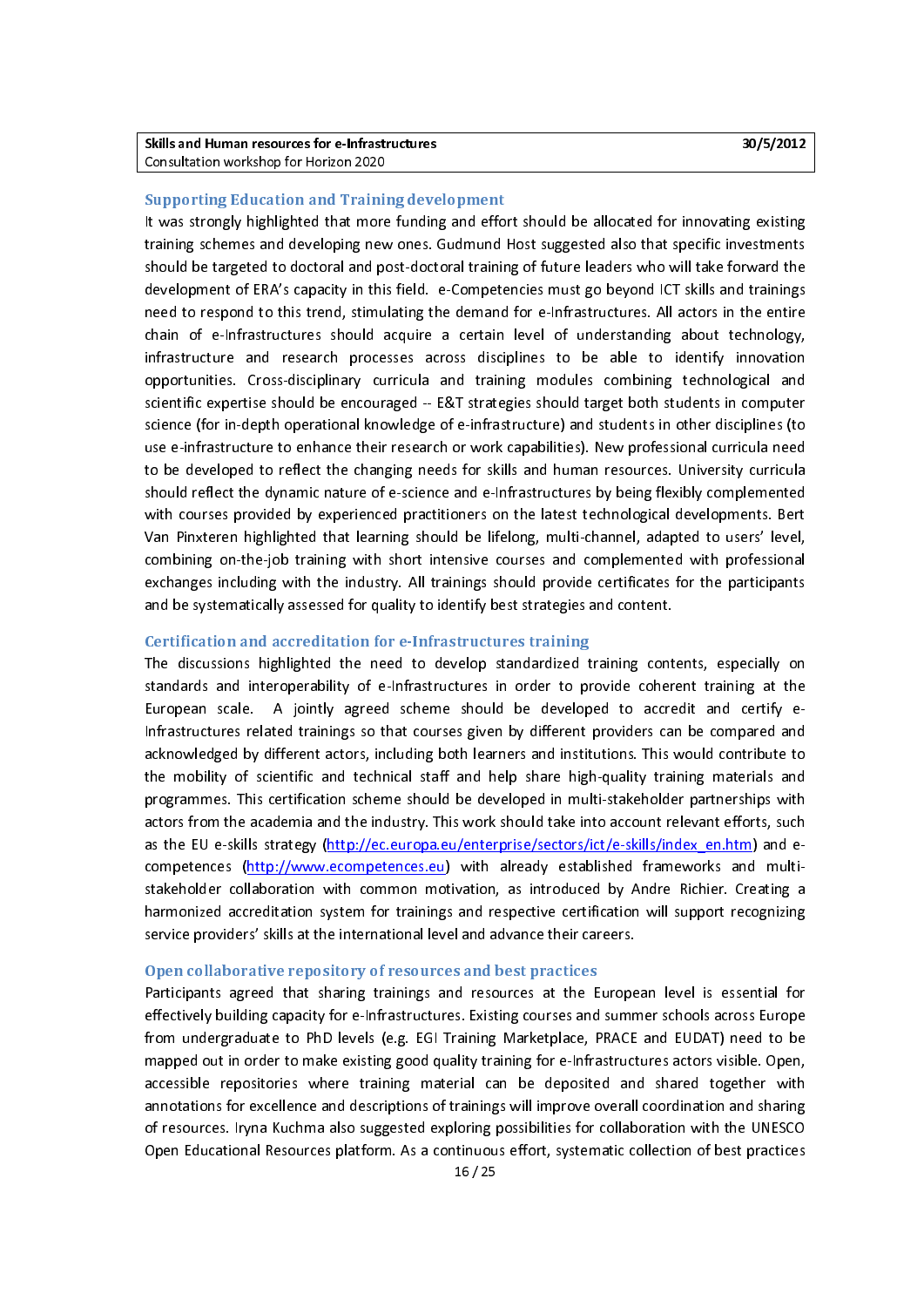### Supporting Education and Training development

It was strongly highlighted that more funding and effort should be allocated for innovating existing training schemes and developing new ones. Gudmund Host suggested also that specific investments should be targeted to doctoral and post-doctoral training of future leaders who will take forward the development of ERA's capacity in this field. e-Competencies must go beyond ICT skills and trainings need to respond to this trend, stimulating the demand for e-Infrastructures. All actors in the entire chain of e-Infrastructures should acquire a certain level of understanding about technology, infrastructure and research processes across disciplines to be able to identify innovation opportunities. Cross-disciplinary curricula and training modules combining technological and scientific expertise should be encouraged -- E&T strategies should target both students in computer science (for in-depth operational knowledge of e-infrastructure) and students in other disciplines (to use e-infrastructure to enhance their research or work capabilities). New professional curricula need to be developed to reflect the changing needs for skills and human resources. University curricula should reflect the dynamic nature of e-science and e-Infrastructures by being flexibly complemented with courses provided by experienced practitioners on the latest technological developments. Bert Van Pinxteren highlighted that learning should be lifelong, multi-channel, adapted to users' level, combining on-the-job training with short intensive courses and complemented with professional exchanges including with the industry. All trainings should provide certificates for the participants and be systematically assessed for quality to identify best strategies and content.

### Certification and accreditation for e-Infrastructures training

The discussions highlighted the need to develop standardized training contents, especially on standards and interoperability of e-Infrastructures in order to provide coherent training at the European scale. A jointly agreed scheme should be developed to accredit and certify e-Infrastructures related trainings so that courses given by different providers can be compared and acknowledged by different actors, including both learners and institutions. This would contribute to the mobility of scientific and technical staff and help share high-quality training materials and programmes. This certification scheme should be developed in multi-stakeholder partnerships with actors from the academia and the industry. This work should take into account relevant efforts, such as the EU e-skills strategy (http://ec.europa.eu/enterprise/sectors/ict/e-skills/index_en.htm) and e-competences (http://www.ecompetences.eu) with already established frameworks and multi-stakeholder collaboration with common motivation, as introduced by Andre Richier. Creating a harmonized accreditation system for trainings and respective certification will support recognizing service providers' skills at the international level and advance their careers.

### Open collaborative repository of resources and best practices

Participants agreed that sharing trainings and resources at the European level is essential for effectively building capacity for e-Infrastructures. Existing courses and summer schools across Europe from undergraduate to PhD levels (e.g. EGI Training Marketplace, PRACE and EUDAT) need to be mapped out in order to make existing good quality training for e-Infrastructures actors visible. Open, accessible repositories where training material can be deposited and shared together with annotations for excellence and descriptions of trainings will improve overall coordination and sharing of resources. Iryna Kuchma also suggested exploring possibilities for collaboration with the UNESCO Open Educational Resources platform. As a continuous effort, systematic collection of best practices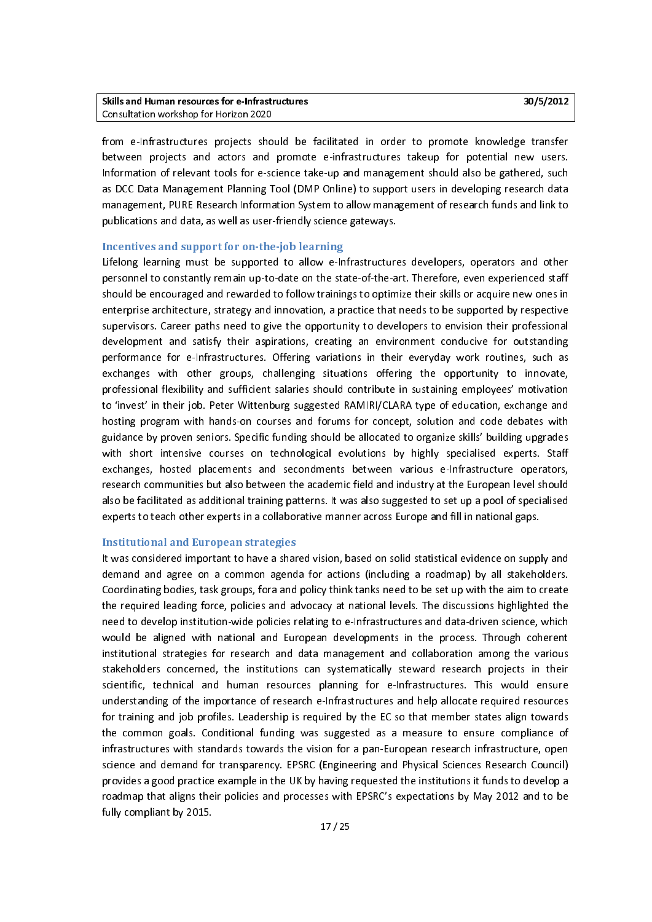from e-Infrastructures projects should be facilitated in order to promote knowledge transfer between projects and actors and promote e-infrastructures takeup for potential new users. Information of relevant tools for e-science take-up and management should also be gathered, such as DCC Data Management Planning Tool (DMP Online) to support users in developing research data management, PURE Research Information System to allow management of research funds and link to publications and data, as well as user-friendly science gateways.

### Incentives and support for on-the-job learning

Lifelong learning must be supported to allow e-Infrastructures developers, operators and other personnel to constantly remain up-to-date on the state-of-the-art. Therefore, even experienced staff should be encouraged and rewarded to follow trainings to optimize their skills or acquire new ones in enterprise architecture, strategy and innovation, a practice that needs to be supported by respective supervisors. Career paths need to give the opportunity to developers to envision their professional development and satisfy their aspirations, creating an environment conducive for outstanding performance for e-Infrastructures. Offering variations in their everyday work routines, such as exchanges with other groups, challenging situations offering the opportunity to innovate, professional flexibility and sufficient salaries should contribute in sustaining employees' motivation to 'invest' in their job. Peter Wittenburg suggested RAMIRI/CLARA type of education, exchange and hosting program with hands-on courses and forums for concept, solution and code debates with guidance by proven seniors. Specific funding should be allocated to organize skills' building upgrades with short intensive courses on technological evolutions by highly specialised experts. Staff exchanges, hosted placements and secondments between various e-Infrastructure operators, research communities but also between the academic field and industry at the European level should also be facilitated as additional training patterns. It was also suggested to set up a pool of specialised experts to teach other experts in a collaborative manner across Europe and fill in national gaps.

### Institutional and European strategies

It was considered important to have a shared vision, based on solid statistical evidence on supply and demand and agree on a common agenda for actions (including a roadmap) by all stakeholders. Coordinating bodies, task groups, fora and policy think tanks need to be set up with the aim to create the required leading force, policies and advocacy at national levels. The discussions highlighted the need to develop institution-wide policies relating to e-Infrastructures and data-driven science, which would be aligned with national and European developments in the process. Through coherent institutional strategies for research and data management and collaboration among the various stakeholders concerned, the institutions can systematically steward research projects in their scientific, technical and human resources planning for e-Infrastructures. This would ensure understanding of the importance of research e-Infrastructures and help allocate required resources for training and job profiles. Leadership is required by the EC so that member states align towards the common goals. Conditional funding was suggested as a measure to ensure compliance of infrastructures with standards towards the vision for a pan-European research infrastructure, open science and demand for transparency. EPSRC (Engineering and Physical Sciences Research Council) provides a good practice example in the UK by having requested the institutions it funds to develop a roadmap that aligns their policies and processes with EPSRC's expectations by May 2012 and to be fully compliant by 2015.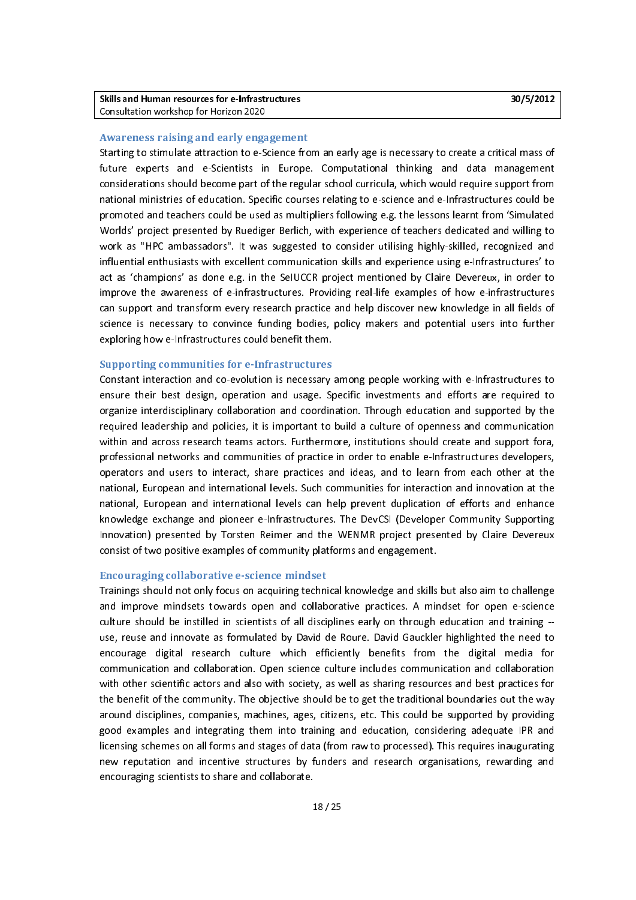### Awareness raising and early engagement

Starting to stimulate attraction to e-Science from an early age is necessary to create a critical mass of future experts and e-Scientists in Europe. Computational thinking and data management considerations should become part of the regular school curricula, which would require support from national ministries of education. Specific courses relating to e-science and e-Infrastructures could be promoted and teachers could be used as multipliers following e.g. the lessons learnt from 'Simulated Worlds' project presented by Ruediger Berlich, with experience of teachers dedicated and willing to work as "HPC ambassadors". It was suggested to consider utilising highly-skilled, recognized and influential enthusiasts with excellent communication skills and experience using e-Infrastructures' to act as 'champions' as done e.g. in the SeIUCCR project mentioned by Claire Devereux, in order to improve the awareness of e-infrastructures. Providing real-life examples of how e-infrastructures can support and transform every research practice and help discover new knowledge in all fields of science is necessary to convince funding bodies, policy makers and potential users into further exploring how e-Infrastructures could benefit them.

### Supporting communities for e-Infrastructures

Constant interaction and co-evolution is necessary among people working with e-Infrastructures to ensure their best design, operation and usage. Specific investments and efforts are required to organize interdisciplinary collaboration and coordination. Through education and supported by the required leadership and policies, it is important to build a culture of openness and communication within and across research teams actors. Furthermore, institutions should create and support fora, professional networks and communities of practice in order to enable e-Infrastructures developers, operators and users to interact, share practices and ideas, and to learn from each other at the national, European and international levels. Such communities for interaction and innovation at the national, European and international levels can help prevent duplication of efforts and enhance knowledge exchange and pioneer e-Infrastructures. The DevCSI (Developer Community Supporting Innovation) presented by Torsten Reimer and the WENMR project presented by Claire Devereux consist of two positive examples of community platforms and engagement.

### Encouraging collaborative e-science mindset

Trainings should not only focus on acquiring technical knowledge and skills but also aim to challenge and improve mindsets towards open and collaborative practices. A mindset for open e-science culture should be instilled in scientists of all disciplines early on through education and training -- use, reuse and innovate as formulated by David de Roure. David Gauckler highlighted the need to encourage digital research culture which efficiently benefits from the digital media for communication and collaboration. Open science culture includes communication and collaboration with other scientific actors and also with society, as well as sharing resources and best practices for the benefit of the community. The objective should be to get the traditional boundaries out the way around disciplines, companies, machines, ages, citizens, etc. This could be supported by providing good examples and integrating them into training and education, considering adequate IPR and licensing schemes on all forms and stages of data (from raw to processed). This requires inaugurating new reputation and incentive structures by funders and research organisations, rewarding and encouraging scientists to share and collaborate.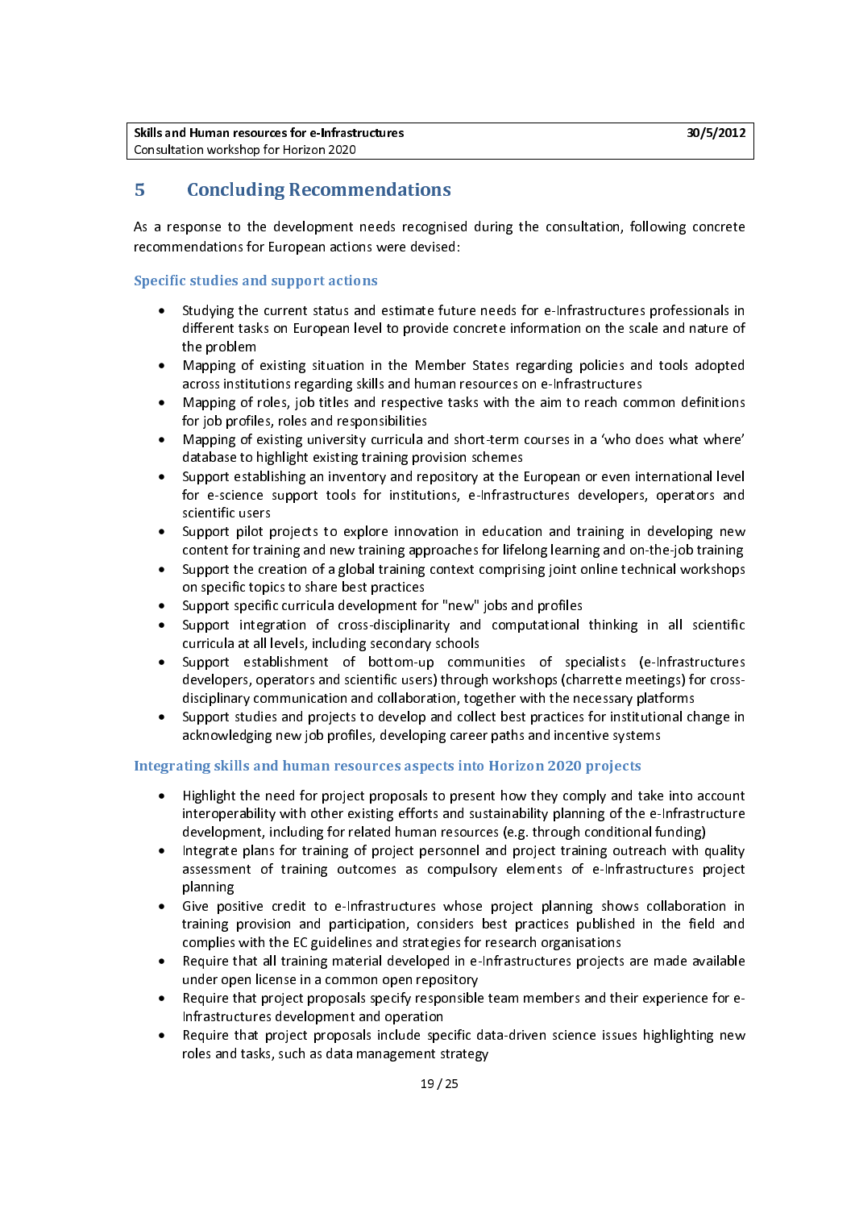# 5 Concluding Recommendations

As a response to the development needs recognised during the consultation, following concrete recommendations for European actions were devised:

### Specific studies and support actions

- Studying the current status and estimate future needs for e-Infrastructures professionals in different tasks on European level to provide concrete information on the scale and nature of the problem
- Mapping of existing situation in the Member States regarding policies and tools adopted across institutions regarding skills and human resources on e-Infrastructures
- Mapping of roles, job titles and respective tasks with the aim to reach common definitions for job profiles, roles and responsibilities
- Mapping of existing university curricula and short-term courses in a 'who does what where' database to highlight existing training provision schemes
- Support establishing an inventory and repository at the European or even international level for e-science support tools for institutions, e-Infrastructures developers, operators and scientific users
- Support pilot projects to explore innovation in education and training in developing new content for training and new training approaches for lifelong learning and on-the-job training
- Support the creation of a global training context comprising joint online technical workshops on specific topics to share best practices
- Support specific curricula development for "new" jobs and profiles
- Support integration of cross-disciplinarity and computational thinking in all scientific curricula at all levels, including secondary schools
- Support establishment of bottom-up communities of specialists (e-Infrastructures developers, operators and scientific users) through workshops (charrette meetings) for cross-disciplinary communication and collaboration, together with the necessary platforms
- Support studies and projects to develop and collect best practices for institutional change in acknowledging new job profiles, developing career paths and incentive systems

### Integrating skills and human resources aspects into Horizon 2020 projects

- Highlight the need for project proposals to present how they comply and take into account interoperability with other existing efforts and sustainability planning of the e-Infrastructure development, including for related human resources (e.g. through conditional funding)
- Integrate plans for training of project personnel and project training outreach with quality assessment of training outcomes as compulsory elements of e-Infrastructures project planning
- Give positive credit to e-Infrastructures whose project planning shows collaboration in training provision and participation, considers best practices published in the field and complies with the EC guidelines and strategies for research organisations
- Require that all training material developed in e-Infrastructures projects are made available under open license in a common open repository
- Require that project proposals specify responsible team members and their experience for e-Infrastructures development and operation
- Require that project proposals include specific data-driven science issues highlighting new roles and tasks, such as data management strategy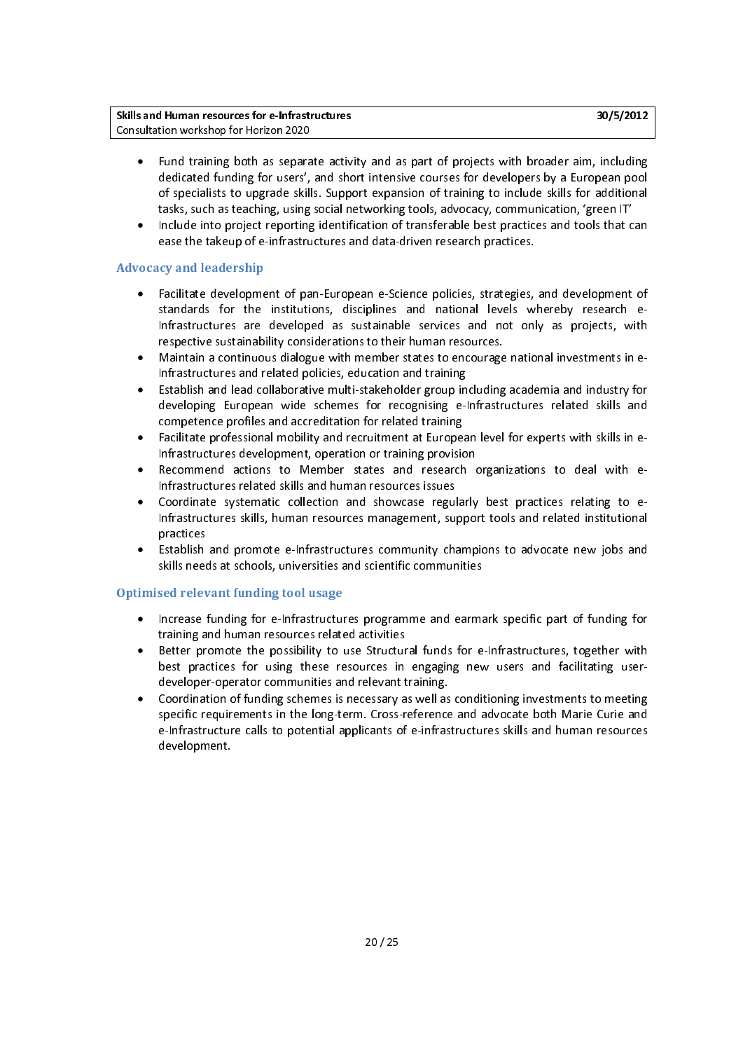- Fund training both as separate activity and as part of projects with broader aim, including dedicated funding for users', and short intensive courses for developers by a European pool of specialists to upgrade skills. Support expansion of training to include skills for additional tasks, such as teaching, using social networking tools, advocacy, communication, 'green IT'
- Include into project reporting identification of transferable best practices and tools that can ease the takeup of e-infrastructures and data-driven research practices.

### Advocacy and leadership

- Facilitate development of pan-European e-Science policies, strategies, and development of standards for the institutions, disciplines and national levels whereby research e-Infrastructures are developed as sustainable services and not only as projects, with respective sustainability considerations to their human resources.
- Maintain a continuous dialogue with member states to encourage national investments in e-Infrastructures and related policies, education and training
- Establish and lead collaborative multi-stakeholder group including academia and industry for developing European wide schemes for recognising e-Infrastructures related skills and competence profiles and accreditation for related training
- Facilitate professional mobility and recruitment at European level for experts with skills in e-Infrastructures development, operation or training provision
- Recommend actions to Member states and research organizations to deal with e-Infrastructures related skills and human resources issues
- Coordinate systematic collection and showcase regularly best practices relating to e-Infrastructures skills, human resources management, support tools and related institutional practices
- Establish and promote e-Infrastructures community champions to advocate new jobs and skills needs at schools, universities and scientific communities

### Optimised relevant funding tool usage

- Increase funding for e-Infrastructures programme and earmark specific part of funding for training and human resources related activities
- Better promote the possibility to use Structural funds for e-Infrastructures, together with best practices for using these resources in engaging new users and facilitating user-developer-operator communities and relevant training.
- Coordination of funding schemes is necessary as well as conditioning investments to meeting specific requirements in the long-term. Cross-reference and advocate both Marie Curie and e-Infrastructure calls to potential applicants of e-infrastructures skills and human resources development.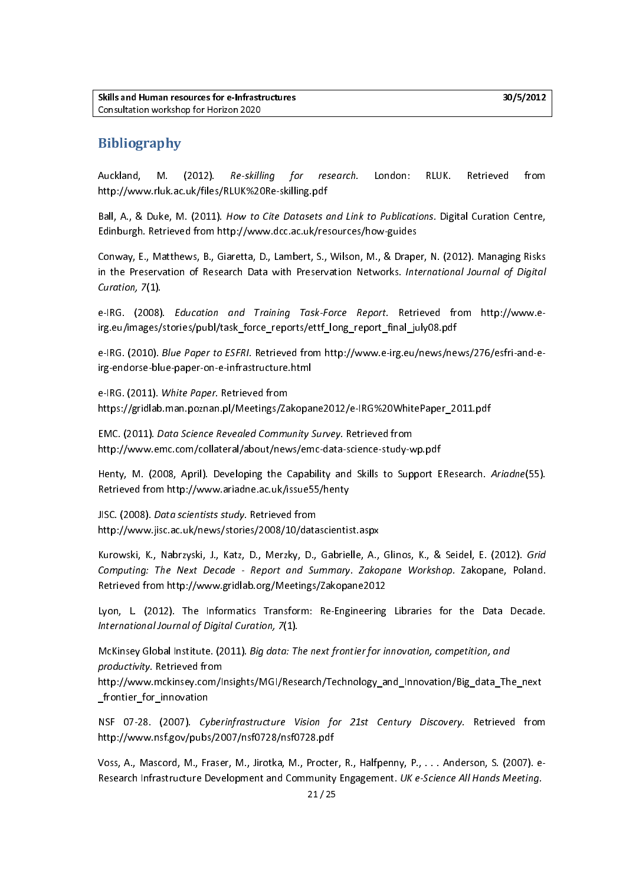# Bibliography

Auckland, M. (2012). *Re-skilling for research.* London: RLUK. Retrieved from http://www.rluk.ac.uk/files/RLUK%20Re-skilling.pdf

Ball, A., & Duke, M. (2011). *How to Cite Datasets and Link to Publications*. Digital Curation Centre, Edinburgh. Retrieved from http://www.dcc.ac.uk/resources/how-guides

Conway, E., Matthews, B., Giaretta, D., Lambert, S., Wilson, M., & Draper, N. (2012). Managing Risks in the Preservation of Research Data with Preservation Networks. *International Journal of Digital Curation, 7*(1).

e-IRG. (2008). *Education and Training Task-Force Report.* Retrieved from http://www.e-irg.eu/images/stories/publ/task_force_reports/ettf_long_report_final_july08.pdf

e-IRG. (2010). *Blue Paper to ESFRI.* Retrieved from http://www.e-irg.eu/news/news/276/esfri-and-e-irg-endorse-blue-paper-on-e-infrastructure.html

e-IRG. (2011). *White Paper.* Retrieved from https://gridlab.man.poznan.pl/Meetings/Zakopane2012/e-IRG%20WhitePaper_2011.pdf

EMC. (2011). *Data Science Revealed Community Survey.* Retrieved from http://www.emc.com/collateral/about/news/emc-data-science-study-wp.pdf

Henty, M. (2008, April). Developing the Capability and Skills to Support EResearch. *Ariadne*(55). Retrieved from http://www.ariadne.ac.uk/issue55/henty

JISC. (2008). *Data scientists study.* Retrieved from http://www.jisc.ac.uk/news/stories/2008/10/datascientist.aspx

Kurowski, K., Nabrzyski, J., Katz, D., Merzky, D., Gabrielle, A., Glinos, K., & Seidel, E. (2012). *Grid Computing: The Next Decade - Report and Summary*. *Zakopane Workshop*. Zakopane, Poland. Retrieved from http://www.gridlab.org/Meetings/Zakopane2012

Lyon, L. (2012). The Informatics Transform: Re-Engineering Libraries for the Data Decade. *International Journal of Digital Curation, 7*(1).

McKinsey Global Institute. (2011). *Big data: The next frontier for innovation, competition, and productivity.* Retrieved from http://www.mckinsey.com/Insights/MGI/Research/Technology_and_Innovation/Big_data_The_next_frontier_for_innovation

NSF 07-28. (2007). *Cyberinfrastructure Vision for 21st Century Discovery.* Retrieved from http://www.nsf.gov/pubs/2007/nsf0728/nsf0728.pdf

Voss, A., Mascord, M., Fraser, M., Jirotka, M., Procter, R., Halfpenny, P., . . . Anderson, S. (2007). e-Research Infrastructure Development and Community Engagement. *UK e-Science All Hands Meeting.*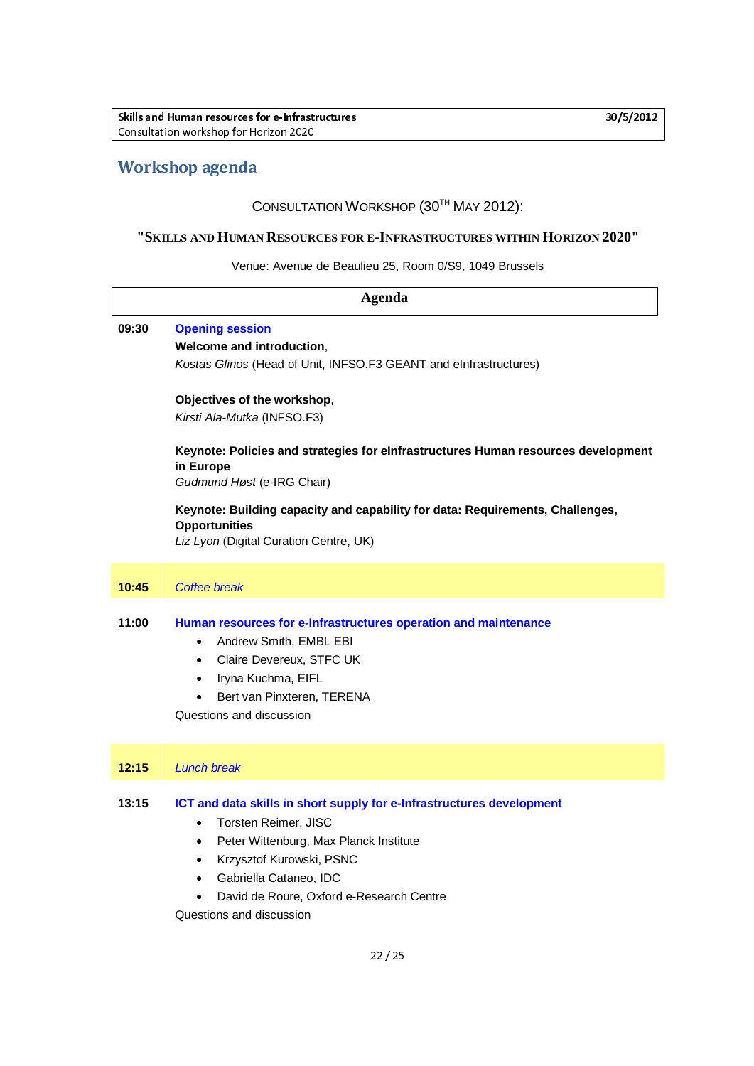## Workshop agenda

CONSULTATION WORKSHOP (30TH MAY 2012):

**"SKILLS AND HUMAN RESOURCES FOR E-INFRASTRUCTURES WITHIN HORIZON 2020"**

Venue: Avenue de Beaulieu 25, Room 0/S9, 1049 Brussels

| **Agenda** | |
|---|---|
| **09:30** | **Opening session** |
| | **Welcome and introduction**, *Kostas Glinos* (Head of Unit, INFSO.F3 GEANT and eInfrastructures) |
| | **Objectives of the workshop**, *Kirsti Ala-Mutka* (INFSO.F3) |
| | **Keynote: Policies and strategies for eInfrastructures Human resources development in Europe** *Gudmund Høst* (e-IRG Chair) |
| | **Keynote: Building capacity and capability for data: Requirements, Challenges, Opportunities** *Liz Lyon* (Digital Curation Centre, UK) |
| **10:45** | *Coffee break* |
| **11:00** | **Human resources for e-Infrastructures operation and maintenance** <br>• Andrew Smith, EMBL EBI <br>• Claire Devereux, STFC UK <br>• Iryna Kuchma, EIFL <br>• Bert van Pinxteren, TERENA <br>Questions and discussion |
| **12:15** | *Lunch break* |
| **13:15** | **ICT and data skills in short supply for e-Infrastructures development** <br>• Torsten Reimer, JISC <br>• Peter Wittenburg, Max Planck Institute <br>• Krzysztof Kurowski, PSNC <br>• Gabriella Cataneo, IDC <br>• David de Roure, Oxford e-Research Centre <br>Questions and discussion |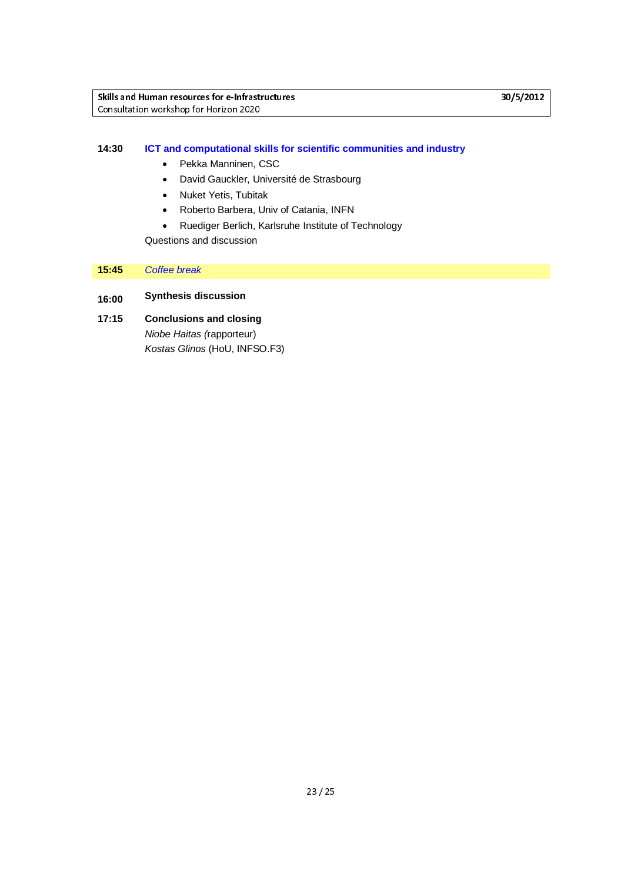**14:30** **ICT and computational skills for scientific communities and industry**

- Pekka Manninen, CSC
- David Gauckler, Université de Strasbourg
- Nuket Yetis, Tubitak
- Roberto Barbera, Univ of Catania, INFN
- Ruediger Berlich, Karlsruhe Institute of Technology

Questions and discussion

**15:45** *Coffee break*

**16:00** **Synthesis discussion**

**17:15** **Conclusions and closing**

*Niobe Haitas (*rapporteur)

*Kostas Glinos* (HoU, INFSO.F3)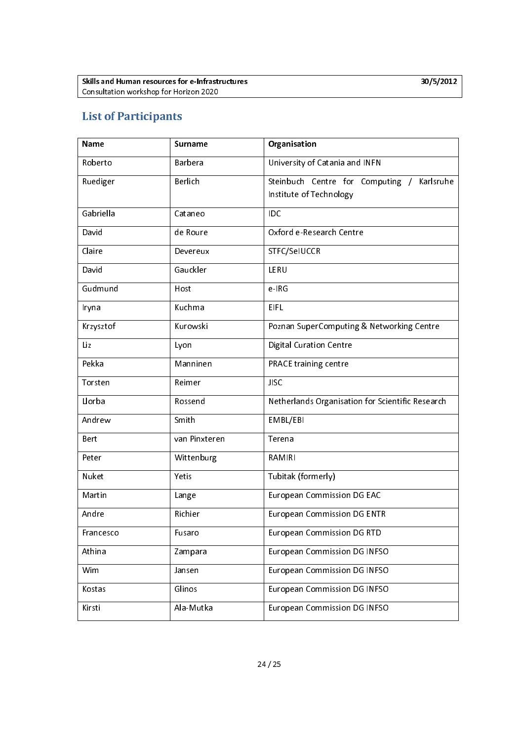## List of Participants

| Name | Surname | Organisation |
|---|---|---|
| Roberto | Barbera | University of Catania and INFN |
| Ruediger | Berlich | Steinbuch Centre for Computing / Karlsruhe Institute of Technology |
| Gabriella | Cataneo | IDC |
| David | de Roure | Oxford e-Research Centre |
| Claire | Devereux | STFC/SeIUCCR |
| David | Gauckler | LERU |
| Gudmund | Host | e-IRG |
| Iryna | Kuchma | EIFL |
| Krzysztof | Kurowski | Poznan SuperComputing & Networking Centre |
| Liz | Lyon | Digital Curation Centre |
| Pekka | Manninen | PRACE training centre |
| Torsten | Reimer | JISC |
| Llorba | Rossend | Netherlands Organisation for Scientific Research |
| Andrew | Smith | EMBL/EBI |
| Bert | van Pinxteren | Terena |
| Peter | Wittenburg | RAMIRI |
| Nuket | Yetis | Tubitak (formerly) |
| Martin | Lange | European Commission DG EAC |
| Andre | Richier | European Commission DG ENTR |
| Francesco | Fusaro | European Commission DG RTD |
| Athina | Zampara | European Commission DG INFSO |
| Wim | Jansen | European Commission DG INFSO |
| Kostas | Glinos | European Commission DG INFSO |
| Kirsti | Ala-Mutka | European Commission DG INFSO |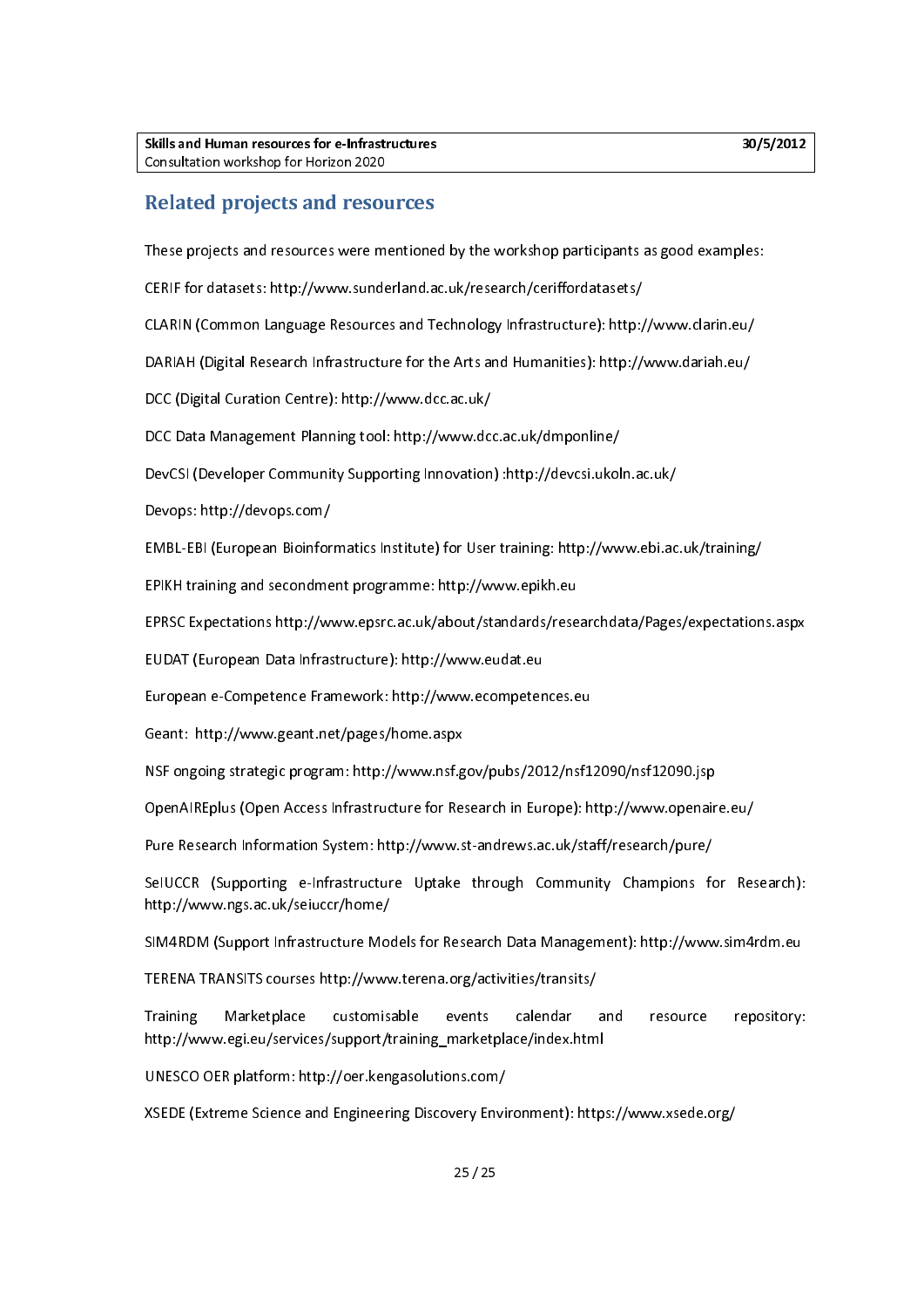## Related projects and resources

These projects and resources were mentioned by the workshop participants as good examples:

CERIF for datasets: http://www.sunderland.ac.uk/research/ceriffordatasets/

CLARIN (Common Language Resources and Technology Infrastructure): http://www.clarin.eu/

DARIAH (Digital Research Infrastructure for the Arts and Humanities): http://www.dariah.eu/

DCC (Digital Curation Centre): http://www.dcc.ac.uk/

DCC Data Management Planning tool: http://www.dcc.ac.uk/dmponline/

DevCSI (Developer Community Supporting Innovation) :http://devcsi.ukoln.ac.uk/

Devops: http://devops.com/

EMBL-EBI (European Bioinformatics Institute) for User training: http://www.ebi.ac.uk/training/

EPIKH training and secondment programme: http://www.epikh.eu

EPRSC Expectations http://www.epsrc.ac.uk/about/standards/researchdata/Pages/expectations.aspx

EUDAT (European Data Infrastructure): http://www.eudat.eu

European e-Competence Framework: http://www.ecompetences.eu

Geant: http://www.geant.net/pages/home.aspx

NSF ongoing strategic program: http://www.nsf.gov/pubs/2012/nsf12090/nsf12090.jsp

OpenAIREplus (Open Access Infrastructure for Research in Europe): http://www.openaire.eu/

Pure Research Information System: http://www.st-andrews.ac.uk/staff/research/pure/

SeIUCCR (Supporting e-Infrastructure Uptake through Community Champions for Research): http://www.ngs.ac.uk/seiuccr/home/

SIM4RDM (Support Infrastructure Models for Research Data Management): http://www.sim4rdm.eu

TERENA TRANSITS courses http://www.terena.org/activities/transits/

Training Marketplace customisable events calendar and resource repository: http://www.egi.eu/services/support/training_marketplace/index.html

UNESCO OER platform: http://oer.kengasolutions.com/

XSEDE (Extreme Science and Engineering Discovery Environment): https://www.xsede.org/